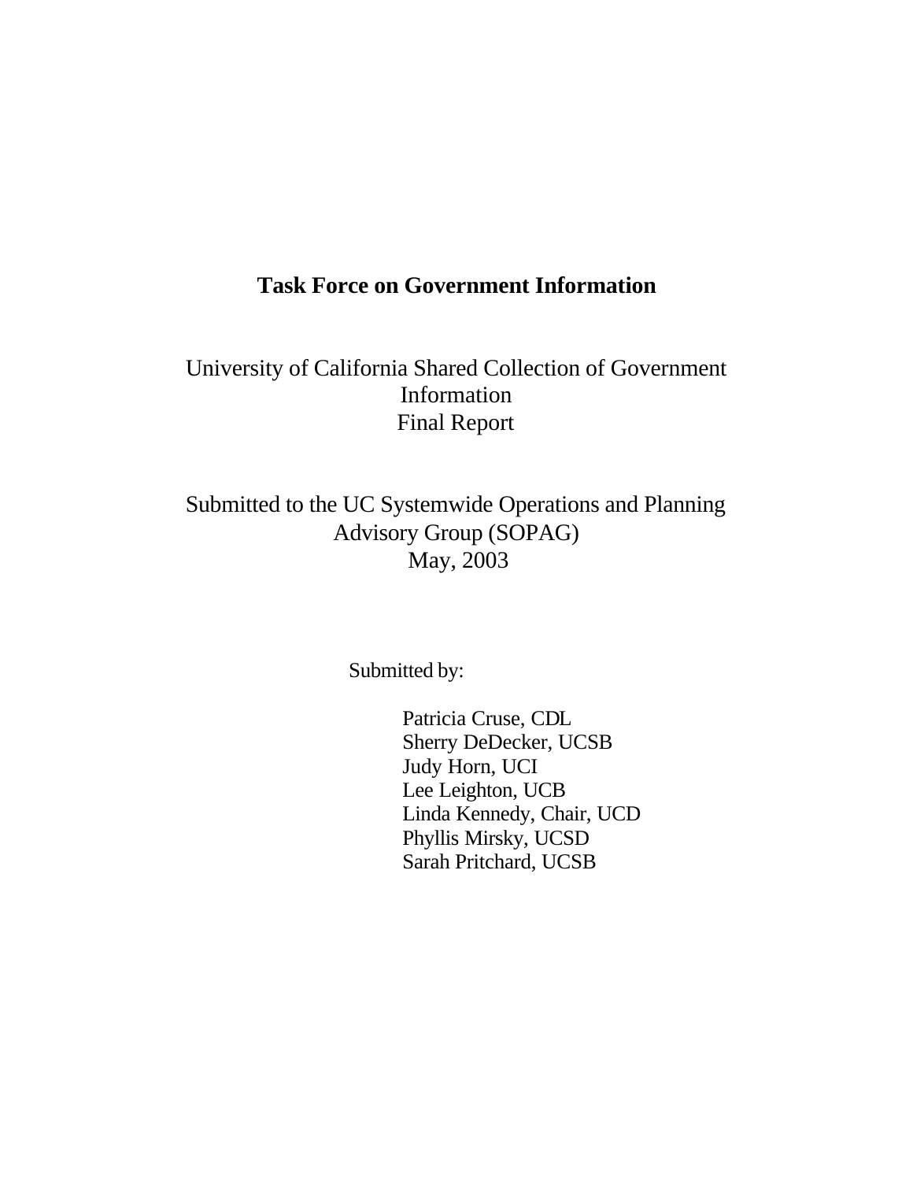# Task Force on Government Information

University of California Shared Collection of Government Information
Final Report

Submitted to the UC Systemwide Operations and Planning Advisory Group (SOPAG)
May, 2003

Submitted by:

Patricia Cruse, CDL
Sherry DeDecker, UCSB
Judy Horn, UCI
Lee Leighton, UCB
Linda Kennedy, Chair, UCD
Phyllis Mirsky, UCSD
Sarah Pritchard, UCSB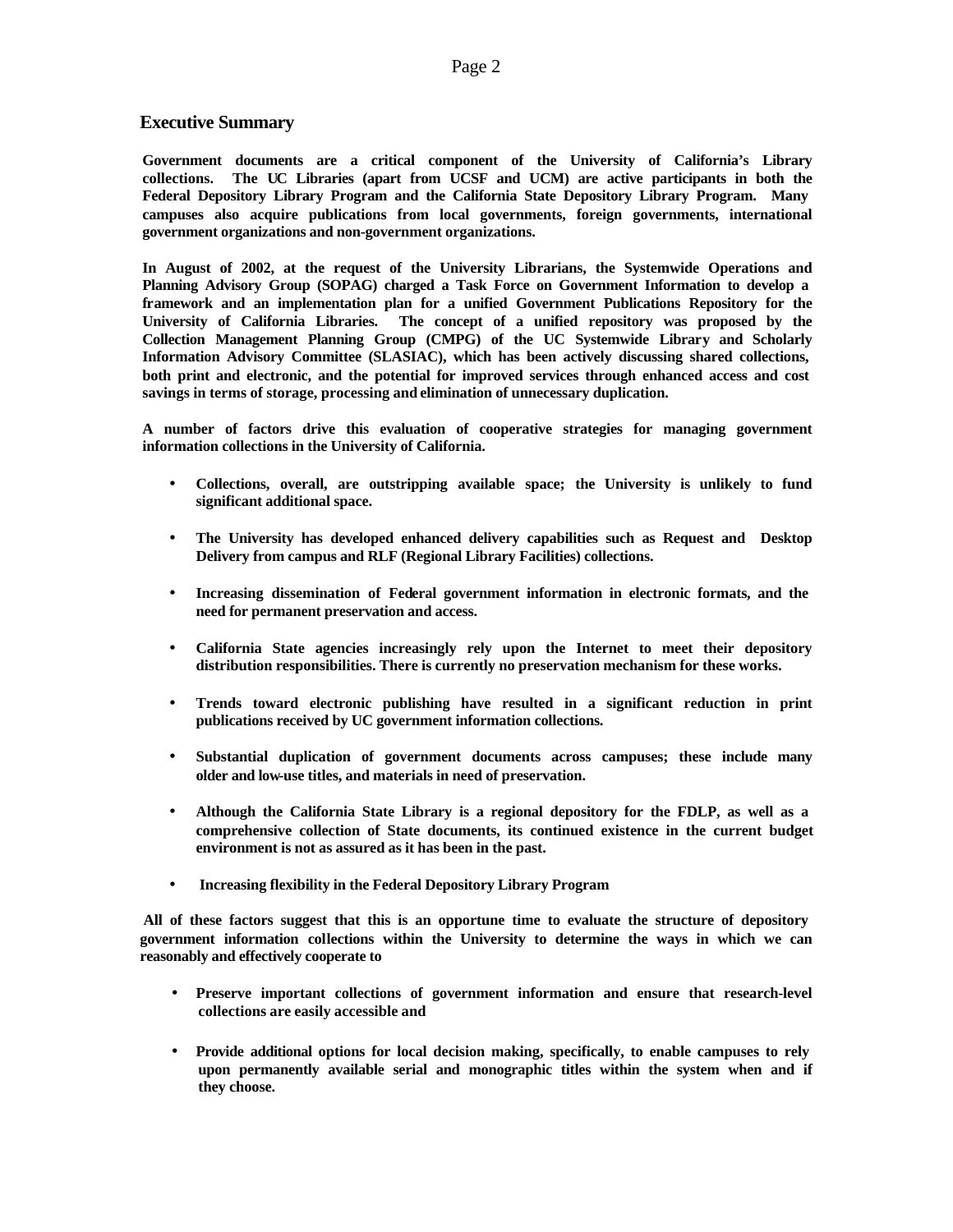## Executive Summary

**Government documents are a critical component of the University of California's Library collections. The UC Libraries (apart from UCSF and UCM) are active participants in both the Federal Depository Library Program and the California State Depository Library Program. Many campuses also acquire publications from local governments, foreign governments, international government organizations and non-government organizations.**

**In August of 2002, at the request of the University Librarians, the Systemwide Operations and Planning Advisory Group (SOPAG) charged a Task Force on Government Information to develop a framework and an implementation plan for a unified Government Publications Repository for the University of California Libraries. The concept of a unified repository was proposed by the Collection Management Planning Group (CMPG) of the UC Systemwide Library and Scholarly Information Advisory Committee (SLASIAC), which has been actively discussing shared collections, both print and electronic, and the potential for improved services through enhanced access and cost savings in terms of storage, processing and elimination of unnecessary duplication.**

**A number of factors drive this evaluation of cooperative strategies for managing government information collections in the University of California.**

- **Collections, overall, are outstripping available space; the University is unlikely to fund significant additional space.**
- **The University has developed enhanced delivery capabilities such as Request and Desktop Delivery from campus and RLF (Regional Library Facilities) collections.**
- **Increasing dissemination of Federal government information in electronic formats, and the need for permanent preservation and access.**
- **California State agencies increasingly rely upon the Internet to meet their depository distribution responsibilities. There is currently no preservation mechanism for these works.**
- **Trends toward electronic publishing have resulted in a significant reduction in print publications received by UC government information collections.**
- **Substantial duplication of government documents across campuses; these include many older and low-use titles, and materials in need of preservation.**
- **Although the California State Library is a regional depository for the FDLP, as well as a comprehensive collection of State documents, its continued existence in the current budget environment is not as assured as it has been in the past.**
- **Increasing flexibility in the Federal Depository Library Program**

**All of these factors suggest that this is an opportune time to evaluate the structure of depository government information collections within the University to determine the ways in which we can reasonably and effectively cooperate to**

- **Preserve important collections of government information and ensure that research-level collections are easily accessible and**
- **Provide additional options for local decision making, specifically, to enable campuses to rely upon permanently available serial and monographic titles within the system when and if they choose.**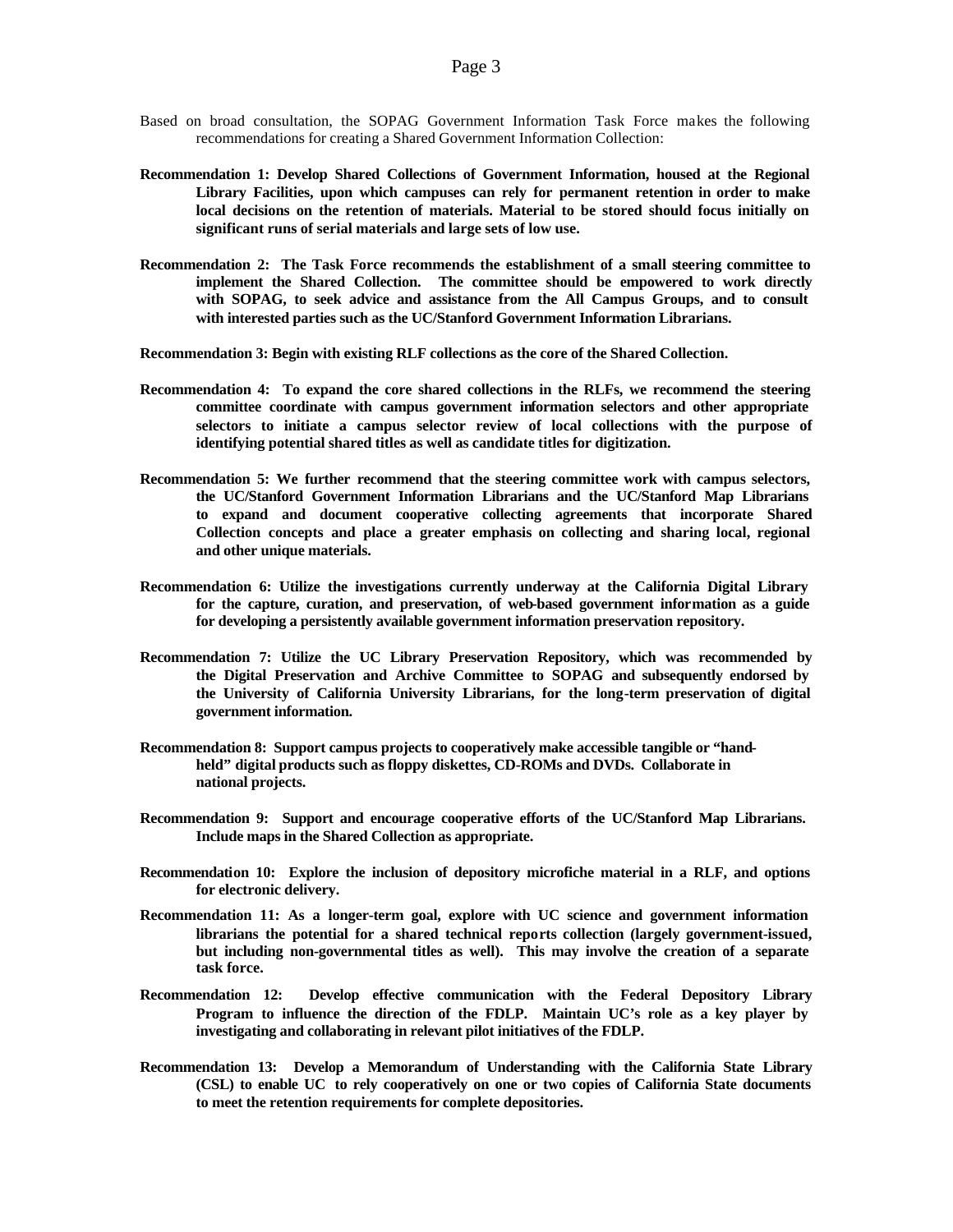Based on broad consultation, the SOPAG Government Information Task Force makes the following recommendations for creating a Shared Government Information Collection:

**Recommendation 1: Develop Shared Collections of Government Information, housed at the Regional Library Facilities, upon which campuses can rely for permanent retention in order to make local decisions on the retention of materials. Material to be stored should focus initially on significant runs of serial materials and large sets of low use.**

**Recommendation 2: The Task Force recommends the establishment of a small steering committee to implement the Shared Collection. The committee should be empowered to work directly with SOPAG, to seek advice and assistance from the All Campus Groups, and to consult with interested parties such as the UC/Stanford Government Information Librarians.**

**Recommendation 3: Begin with existing RLF collections as the core of the Shared Collection.**

**Recommendation 4: To expand the core shared collections in the RLFs, we recommend the steering committee coordinate with campus government information selectors and other appropriate selectors to initiate a campus selector review of local collections with the purpose of identifying potential shared titles as well as candidate titles for digitization.**

**Recommendation 5: We further recommend that the steering committee work with campus selectors, the UC/Stanford Government Information Librarians and the UC/Stanford Map Librarians to expand and document cooperative collecting agreements that incorporate Shared Collection concepts and place a greater emphasis on collecting and sharing local, regional and other unique materials.**

**Recommendation 6: Utilize the investigations currently underway at the California Digital Library for the capture, curation, and preservation, of web-based government information as a guide for developing a persistently available government information preservation repository.**

**Recommendation 7: Utilize the UC Library Preservation Repository, which was recommended by the Digital Preservation and Archive Committee to SOPAG and subsequently endorsed by the University of California University Librarians, for the long-term preservation of digital government information.**

**Recommendation 8: Support campus projects to cooperatively make accessible tangible or "hand-held" digital products such as floppy diskettes, CD-ROMs and DVDs. Collaborate in national projects.**

**Recommendation 9: Support and encourage cooperative efforts of the UC/Stanford Map Librarians. Include maps in the Shared Collection as appropriate.**

**Recommendation 10: Explore the inclusion of depository microfiche material in a RLF, and options for electronic delivery.**

**Recommendation 11: As a longer-term goal, explore with UC science and government information librarians the potential for a shared technical reports collection (largely government-issued, but including non-governmental titles as well). This may involve the creation of a separate task force.**

**Recommendation 12: Develop effective communication with the Federal Depository Library Program to influence the direction of the FDLP. Maintain UC's role as a key player by investigating and collaborating in relevant pilot initiatives of the FDLP.**

**Recommendation 13: Develop a Memorandum of Understanding with the California State Library (CSL) to enable UC to rely cooperatively on one or two copies of California State documents to meet the retention requirements for complete depositories.**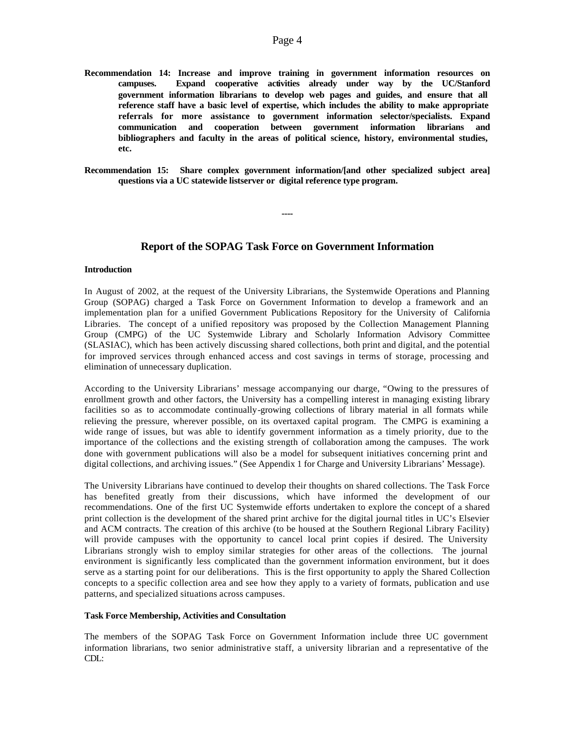**Recommendation 14: Increase and improve training in government information resources on campuses. Expand cooperative activities already under way by the UC/Stanford government information librarians to develop web pages and guides, and ensure that all reference staff have a basic level of expertise, which includes the ability to make appropriate referrals for more assistance to government information selector/specialists. Expand communication and cooperation between government information librarians and bibliographers and faculty in the areas of political science, history, environmental studies, etc.**

**Recommendation 15: Share complex government information/[and other specialized subject area] questions via a UC statewide listserver or digital reference type program.**

----

## Report of the SOPAG Task Force on Government Information

**Introduction**

In August of 2002, at the request of the University Librarians, the Systemwide Operations and Planning Group (SOPAG) charged a Task Force on Government Information to develop a framework and an implementation plan for a unified Government Publications Repository for the University of California Libraries. The concept of a unified repository was proposed by the Collection Management Planning Group (CMPG) of the UC Systemwide Library and Scholarly Information Advisory Committee (SLASIAC), which has been actively discussing shared collections, both print and digital, and the potential for improved services through enhanced access and cost savings in terms of storage, processing and elimination of unnecessary duplication.

According to the University Librarians' message accompanying our charge, "Owing to the pressures of enrollment growth and other factors, the University has a compelling interest in managing existing library facilities so as to accommodate continually-growing collections of library material in all formats while relieving the pressure, wherever possible, on its overtaxed capital program. The CMPG is examining a wide range of issues, but was able to identify government information as a timely priority, due to the importance of the collections and the existing strength of collaboration among the campuses. The work done with government publications will also be a model for subsequent initiatives concerning print and digital collections, and archiving issues." (See Appendix 1 for Charge and University Librarians' Message).

The University Librarians have continued to develop their thoughts on shared collections. The Task Force has benefited greatly from their discussions, which have informed the development of our recommendations. One of the first UC Systemwide efforts undertaken to explore the concept of a shared print collection is the development of the shared print archive for the digital journal titles in UC's Elsevier and ACM contracts. The creation of this archive (to be housed at the Southern Regional Library Facility) will provide campuses with the opportunity to cancel local print copies if desired. The University Librarians strongly wish to employ similar strategies for other areas of the collections. The journal environment is significantly less complicated than the government information environment, but it does serve as a starting point for our deliberations. This is the first opportunity to apply the Shared Collection concepts to a specific collection area and see how they apply to a variety of formats, publication and use patterns, and specialized situations across campuses.

**Task Force Membership, Activities and Consultation**

The members of the SOPAG Task Force on Government Information include three UC government information librarians, two senior administrative staff, a university librarian and a representative of the CDL: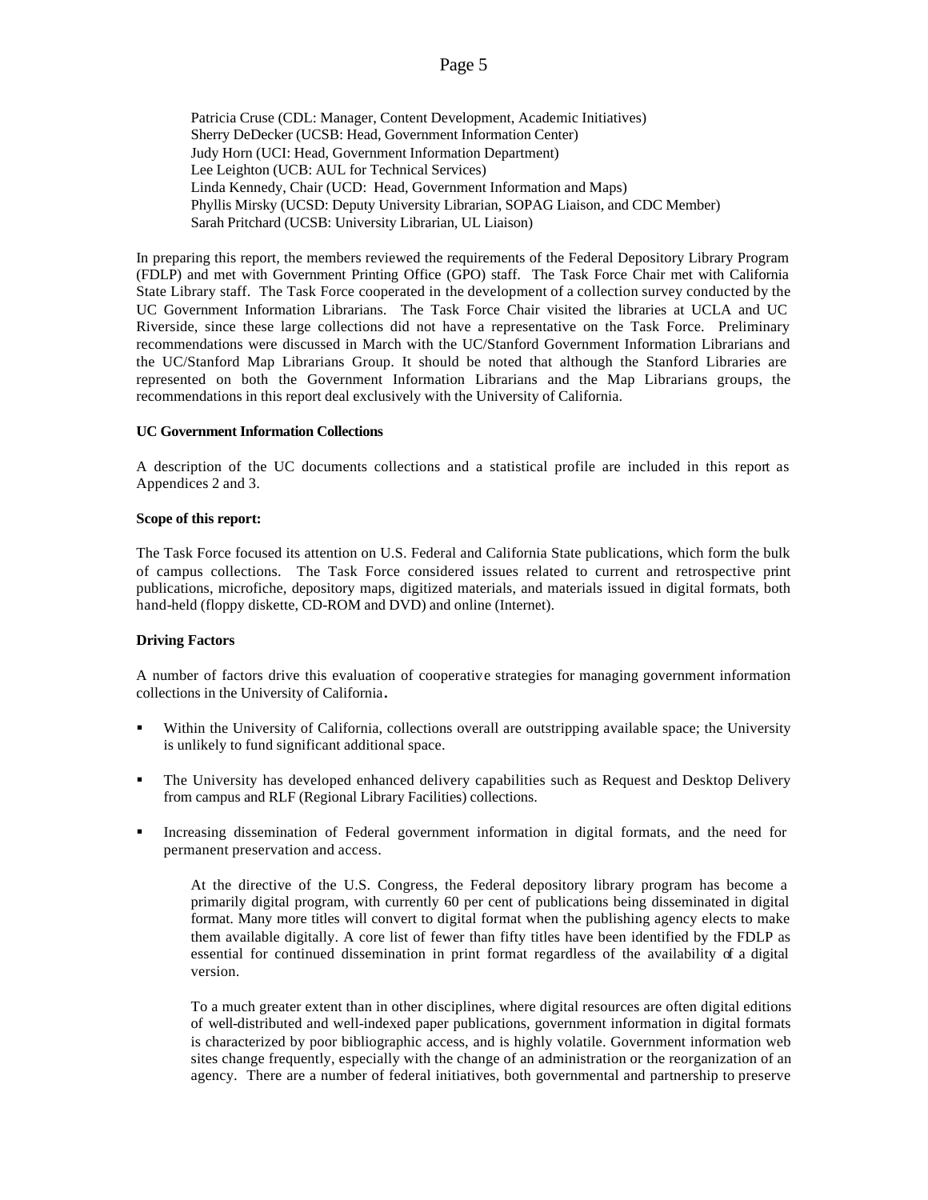Patricia Cruse (CDL: Manager, Content Development, Academic Initiatives)
Sherry DeDecker (UCSB: Head, Government Information Center)
Judy Horn (UCI: Head, Government Information Department)
Lee Leighton (UCB: AUL for Technical Services)
Linda Kennedy, Chair (UCD: Head, Government Information and Maps)
Phyllis Mirsky (UCSD: Deputy University Librarian, SOPAG Liaison, and CDC Member)
Sarah Pritchard (UCSB: University Librarian, UL Liaison)

In preparing this report, the members reviewed the requirements of the Federal Depository Library Program (FDLP) and met with Government Printing Office (GPO) staff. The Task Force Chair met with California State Library staff. The Task Force cooperated in the development of a collection survey conducted by the UC Government Information Librarians. The Task Force Chair visited the libraries at UCLA and UC Riverside, since these large collections did not have a representative on the Task Force. Preliminary recommendations were discussed in March with the UC/Stanford Government Information Librarians and the UC/Stanford Map Librarians Group. It should be noted that although the Stanford Libraries are represented on both the Government Information Librarians and the Map Librarians groups, the recommendations in this report deal exclusively with the University of California.

**UC Government Information Collections**

A description of the UC documents collections and a statistical profile are included in this report as Appendices 2 and 3.

**Scope of this report:**

The Task Force focused its attention on U.S. Federal and California State publications, which form the bulk of campus collections. The Task Force considered issues related to current and retrospective print publications, microfiche, depository maps, digitized materials, and materials issued in digital formats, both hand-held (floppy diskette, CD-ROM and DVD) and online (Internet).

**Driving Factors**

A number of factors drive this evaluation of cooperative strategies for managing government information collections in the University of California.

- Within the University of California, collections overall are outstripping available space; the University is unlikely to fund significant additional space.
- The University has developed enhanced delivery capabilities such as Request and Desktop Delivery from campus and RLF (Regional Library Facilities) collections.
- Increasing dissemination of Federal government information in digital formats, and the need for permanent preservation and access.

  At the directive of the U.S. Congress, the Federal depository library program has become a primarily digital program, with currently 60 per cent of publications being disseminated in digital format. Many more titles will convert to digital format when the publishing agency elects to make them available digitally. A core list of fewer than fifty titles have been identified by the FDLP as essential for continued dissemination in print format regardless of the availability of a digital version.

  To a much greater extent than in other disciplines, where digital resources are often digital editions of well-distributed and well-indexed paper publications, government information in digital formats is characterized by poor bibliographic access, and is highly volatile. Government information web sites change frequently, especially with the change of an administration or the reorganization of an agency. There are a number of federal initiatives, both governmental and partnership to preserve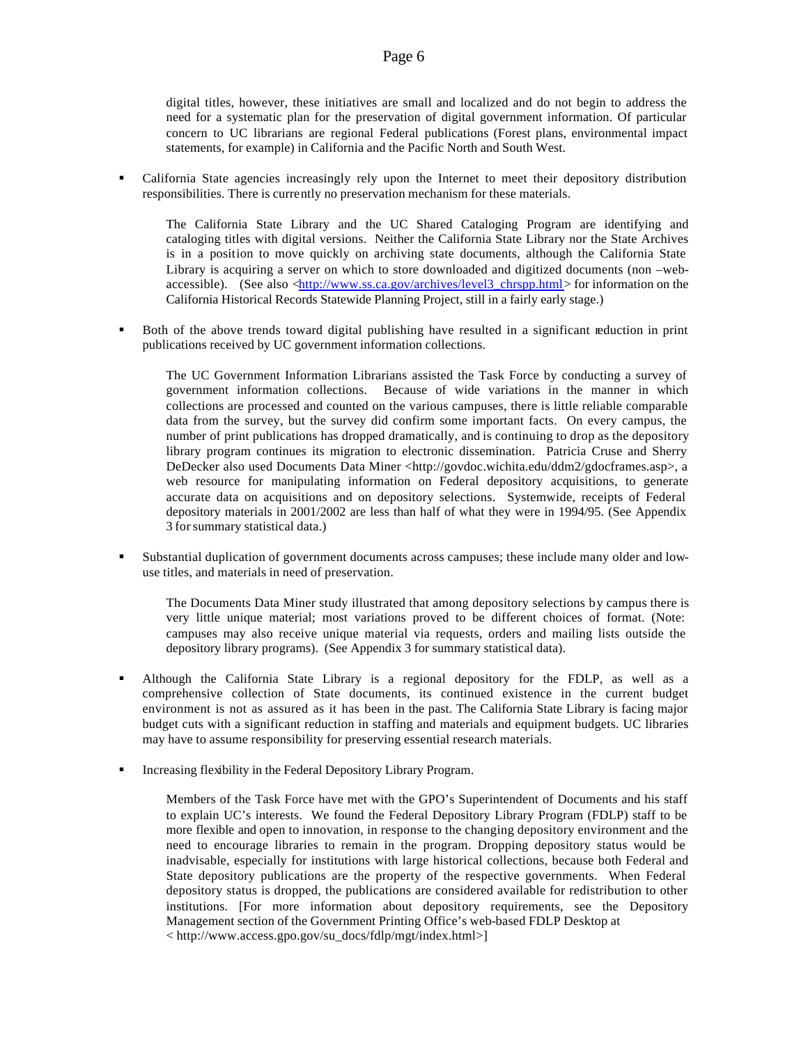digital titles, however, these initiatives are small and localized and do not begin to address the need for a systematic plan for the preservation of digital government information. Of particular concern to UC librarians are regional Federal publications (Forest plans, environmental impact statements, for example) in California and the Pacific North and South West.

- California State agencies increasingly rely upon the Internet to meet their depository distribution responsibilities. There is currently no preservation mechanism for these materials.

  The California State Library and the UC Shared Cataloging Program are identifying and cataloging titles with digital versions. Neither the California State Library nor the State Archives is in a position to move quickly on archiving state documents, although the California State Library is acquiring a server on which to store downloaded and digitized documents (non –web-accessible). (See also <http://www.ss.ca.gov/archives/level3_chrspp.html> for information on the California Historical Records Statewide Planning Project, still in a fairly early stage.)

- Both of the above trends toward digital publishing have resulted in a significant reduction in print publications received by UC government information collections.

  The UC Government Information Librarians assisted the Task Force by conducting a survey of government information collections. Because of wide variations in the manner in which collections are processed and counted on the various campuses, there is little reliable comparable data from the survey, but the survey did confirm some important facts. On every campus, the number of print publications has dropped dramatically, and is continuing to drop as the depository library program continues its migration to electronic dissemination. Patricia Cruse and Sherry DeDecker also used Documents Data Miner <http://govdoc.wichita.edu/ddm2/gdocframes.asp>, a web resource for manipulating information on Federal depository acquisitions, to generate accurate data on acquisitions and on depository selections. Systemwide, receipts of Federal depository materials in 2001/2002 are less than half of what they were in 1994/95. (See Appendix 3 for summary statistical data.)

- Substantial duplication of government documents across campuses; these include many older and low-use titles, and materials in need of preservation.

  The Documents Data Miner study illustrated that among depository selections by campus there is very little unique material; most variations proved to be different choices of format. (Note: campuses may also receive unique material via requests, orders and mailing lists outside the depository library programs). (See Appendix 3 for summary statistical data).

- Although the California State Library is a regional depository for the FDLP, as well as a comprehensive collection of State documents, its continued existence in the current budget environment is not as assured as it has been in the past. The California State Library is facing major budget cuts with a significant reduction in staffing and materials and equipment budgets. UC libraries may have to assume responsibility for preserving essential research materials.

- Increasing flexibility in the Federal Depository Library Program.

  Members of the Task Force have met with the GPO's Superintendent of Documents and his staff to explain UC's interests. We found the Federal Depository Library Program (FDLP) staff to be more flexible and open to innovation, in response to the changing depository environment and the need to encourage libraries to remain in the program. Dropping depository status would be inadvisable, especially for institutions with large historical collections, because both Federal and State depository publications are the property of the respective governments. When Federal depository status is dropped, the publications are considered available for redistribution to other institutions. [For more information about depository requirements, see the Depository Management section of the Government Printing Office's web-based FDLP Desktop at < http://www.access.gpo.gov/su_docs/fdlp/mgt/index.html>]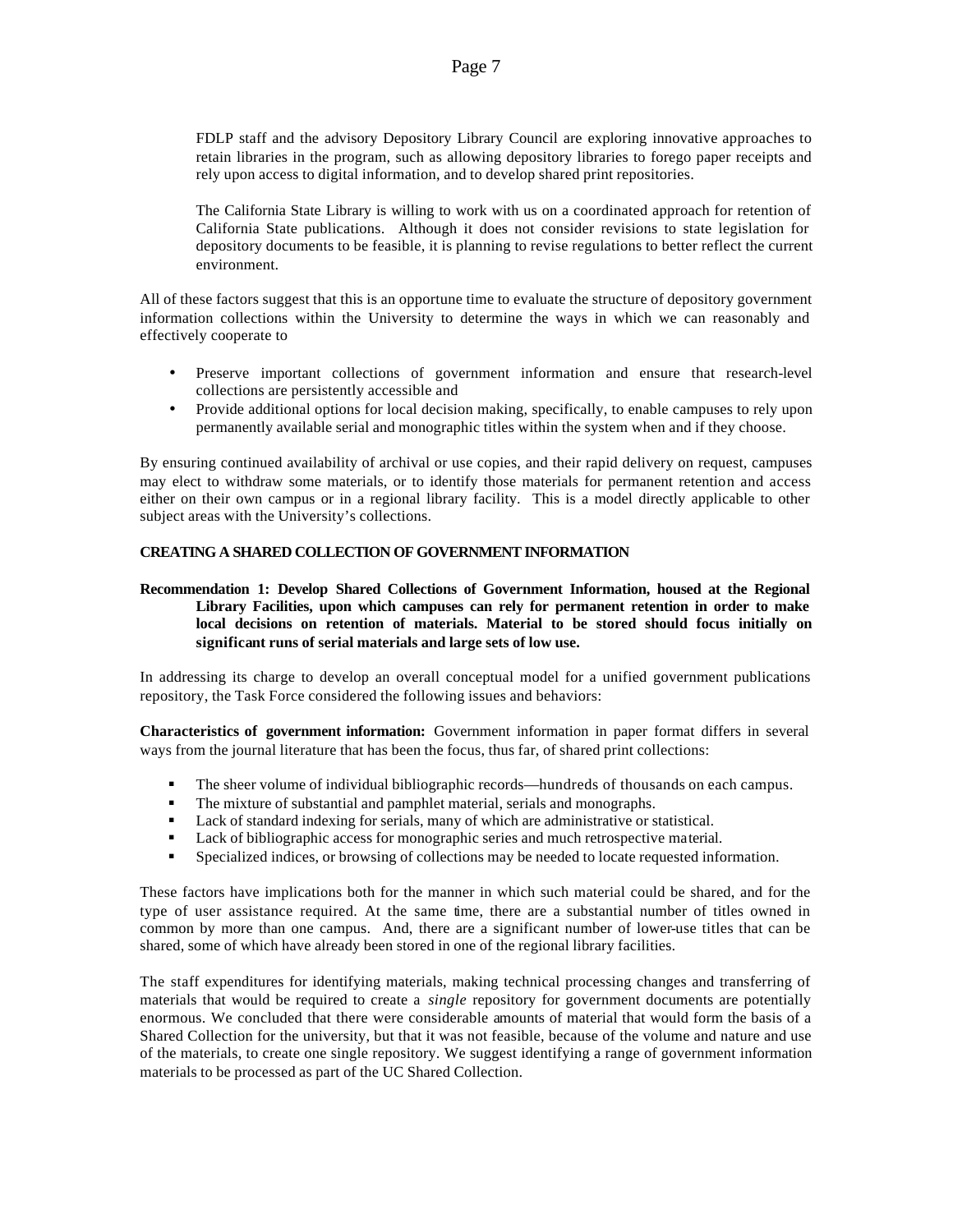FDLP staff and the advisory Depository Library Council are exploring innovative approaches to retain libraries in the program, such as allowing depository libraries to forego paper receipts and rely upon access to digital information, and to develop shared print repositories.

The California State Library is willing to work with us on a coordinated approach for retention of California State publications. Although it does not consider revisions to state legislation for depository documents to be feasible, it is planning to revise regulations to better reflect the current environment.

All of these factors suggest that this is an opportune time to evaluate the structure of depository government information collections within the University to determine the ways in which we can reasonably and effectively cooperate to

- Preserve important collections of government information and ensure that research-level collections are persistently accessible and
- Provide additional options for local decision making, specifically, to enable campuses to rely upon permanently available serial and monographic titles within the system when and if they choose.

By ensuring continued availability of archival or use copies, and their rapid delivery on request, campuses may elect to withdraw some materials, or to identify those materials for permanent retention and access either on their own campus or in a regional library facility. This is a model directly applicable to other subject areas with the University's collections.

**CREATING A SHARED COLLECTION OF GOVERNMENT INFORMATION**

**Recommendation 1: Develop Shared Collections of Government Information, housed at the Regional Library Facilities, upon which campuses can rely for permanent retention in order to make local decisions on retention of materials. Material to be stored should focus initially on significant runs of serial materials and large sets of low use.**

In addressing its charge to develop an overall conceptual model for a unified government publications repository, the Task Force considered the following issues and behaviors:

**Characteristics of government information:** Government information in paper format differs in several ways from the journal literature that has been the focus, thus far, of shared print collections:

- The sheer volume of individual bibliographic records—hundreds of thousands on each campus.
- The mixture of substantial and pamphlet material, serials and monographs.
- Lack of standard indexing for serials, many of which are administrative or statistical.
- Lack of bibliographic access for monographic series and much retrospective material.
- Specialized indices, or browsing of collections may be needed to locate requested information.

These factors have implications both for the manner in which such material could be shared, and for the type of user assistance required. At the same time, there are a substantial number of titles owned in common by more than one campus. And, there are a significant number of lower-use titles that can be shared, some of which have already been stored in one of the regional library facilities.

The staff expenditures for identifying materials, making technical processing changes and transferring of materials that would be required to create a *single* repository for government documents are potentially enormous. We concluded that there were considerable amounts of material that would form the basis of a Shared Collection for the university, but that it was not feasible, because of the volume and nature and use of the materials, to create one single repository. We suggest identifying a range of government information materials to be processed as part of the UC Shared Collection.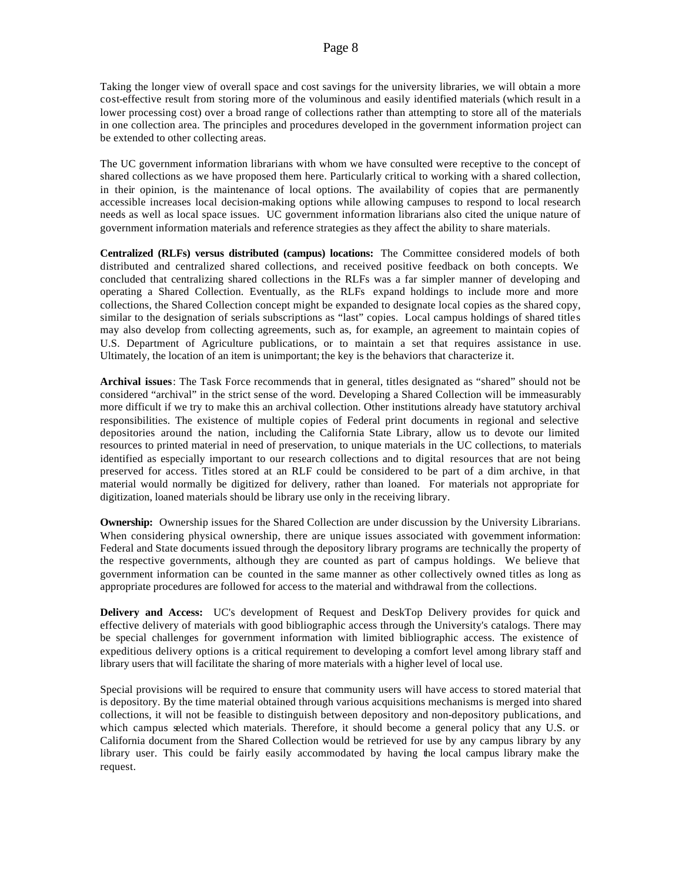Taking the longer view of overall space and cost savings for the university libraries, we will obtain a more cost-effective result from storing more of the voluminous and easily identified materials (which result in a lower processing cost) over a broad range of collections rather than attempting to store all of the materials in one collection area. The principles and procedures developed in the government information project can be extended to other collecting areas.

The UC government information librarians with whom we have consulted were receptive to the concept of shared collections as we have proposed them here. Particularly critical to working with a shared collection, in their opinion, is the maintenance of local options. The availability of copies that are permanently accessible increases local decision-making options while allowing campuses to respond to local research needs as well as local space issues. UC government information librarians also cited the unique nature of government information materials and reference strategies as they affect the ability to share materials.

**Centralized (RLFs) versus distributed (campus) locations:** The Committee considered models of both distributed and centralized shared collections, and received positive feedback on both concepts. We concluded that centralizing shared collections in the RLFs was a far simpler manner of developing and operating a Shared Collection. Eventually, as the RLFs expand holdings to include more and more collections, the Shared Collection concept might be expanded to designate local copies as the shared copy, similar to the designation of serials subscriptions as "last" copies. Local campus holdings of shared titles may also develop from collecting agreements, such as, for example, an agreement to maintain copies of U.S. Department of Agriculture publications, or to maintain a set that requires assistance in use. Ultimately, the location of an item is unimportant; the key is the behaviors that characterize it.

**Archival issues**: The Task Force recommends that in general, titles designated as "shared" should not be considered "archival" in the strict sense of the word. Developing a Shared Collection will be immeasurably more difficult if we try to make this an archival collection. Other institutions already have statutory archival responsibilities. The existence of multiple copies of Federal print documents in regional and selective depositories around the nation, including the California State Library, allow us to devote our limited resources to printed material in need of preservation, to unique materials in the UC collections, to materials identified as especially important to our research collections and to digital resources that are not being preserved for access. Titles stored at an RLF could be considered to be part of a dim archive, in that material would normally be digitized for delivery, rather than loaned. For materials not appropriate for digitization, loaned materials should be library use only in the receiving library.

**Ownership:** Ownership issues for the Shared Collection are under discussion by the University Librarians. When considering physical ownership, there are unique issues associated with government information: Federal and State documents issued through the depository library programs are technically the property of the respective governments, although they are counted as part of campus holdings. We believe that government information can be counted in the same manner as other collectively owned titles as long as appropriate procedures are followed for access to the material and withdrawal from the collections.

**Delivery and Access:** UC's development of Request and DeskTop Delivery provides for quick and effective delivery of materials with good bibliographic access through the University's catalogs. There may be special challenges for government information with limited bibliographic access. The existence of expeditious delivery options is a critical requirement to developing a comfort level among library staff and library users that will facilitate the sharing of more materials with a higher level of local use.

Special provisions will be required to ensure that community users will have access to stored material that is depository. By the time material obtained through various acquisitions mechanisms is merged into shared collections, it will not be feasible to distinguish between depository and non-depository publications, and which campus selected which materials. Therefore, it should become a general policy that any U.S. or California document from the Shared Collection would be retrieved for use by any campus library by any library user. This could be fairly easily accommodated by having the local campus library make the request.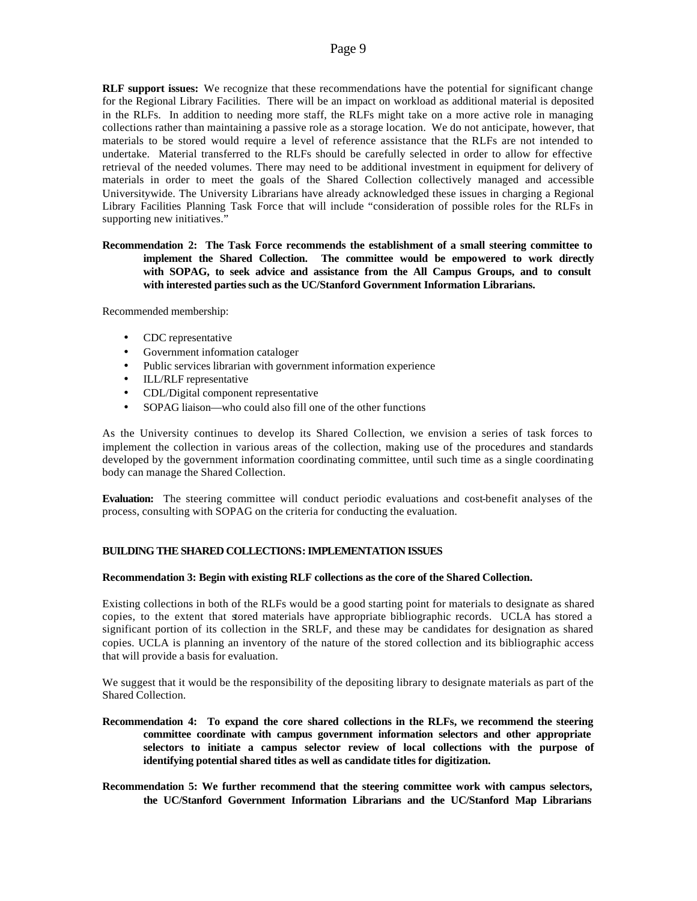**RLF support issues:** We recognize that these recommendations have the potential for significant change for the Regional Library Facilities. There will be an impact on workload as additional material is deposited in the RLFs. In addition to needing more staff, the RLFs might take on a more active role in managing collections rather than maintaining a passive role as a storage location. We do not anticipate, however, that materials to be stored would require a level of reference assistance that the RLFs are not intended to undertake. Material transferred to the RLFs should be carefully selected in order to allow for effective retrieval of the needed volumes. There may need to be additional investment in equipment for delivery of materials in order to meet the goals of the Shared Collection collectively managed and accessible Universitywide. The University Librarians have already acknowledged these issues in charging a Regional Library Facilities Planning Task Force that will include "consideration of possible roles for the RLFs in supporting new initiatives."

**Recommendation 2: The Task Force recommends the establishment of a small steering committee to implement the Shared Collection. The committee would be empowered to work directly with SOPAG, to seek advice and assistance from the All Campus Groups, and to consult with interested parties such as the UC/Stanford Government Information Librarians.**

Recommended membership:

- CDC representative
- Government information cataloger
- Public services librarian with government information experience
- ILL/RLF representative
- CDL/Digital component representative
- SOPAG liaison—who could also fill one of the other functions

As the University continues to develop its Shared Collection, we envision a series of task forces to implement the collection in various areas of the collection, making use of the procedures and standards developed by the government information coordinating committee, until such time as a single coordinating body can manage the Shared Collection.

**Evaluation:** The steering committee will conduct periodic evaluations and cost-benefit analyses of the process, consulting with SOPAG on the criteria for conducting the evaluation.

## BUILDING THE SHARED COLLECTIONS: IMPLEMENTATION ISSUES

**Recommendation 3: Begin with existing RLF collections as the core of the Shared Collection.**

Existing collections in both of the RLFs would be a good starting point for materials to designate as shared copies, to the extent that stored materials have appropriate bibliographic records. UCLA has stored a significant portion of its collection in the SRLF, and these may be candidates for designation as shared copies. UCLA is planning an inventory of the nature of the stored collection and its bibliographic access that will provide a basis for evaluation.

We suggest that it would be the responsibility of the depositing library to designate materials as part of the Shared Collection.

**Recommendation 4: To expand the core shared collections in the RLFs, we recommend the steering committee coordinate with campus government information selectors and other appropriate selectors to initiate a campus selector review of local collections with the purpose of identifying potential shared titles as well as candidate titles for digitization.**

**Recommendation 5: We further recommend that the steering committee work with campus selectors, the UC/Stanford Government Information Librarians and the UC/Stanford Map Librarians**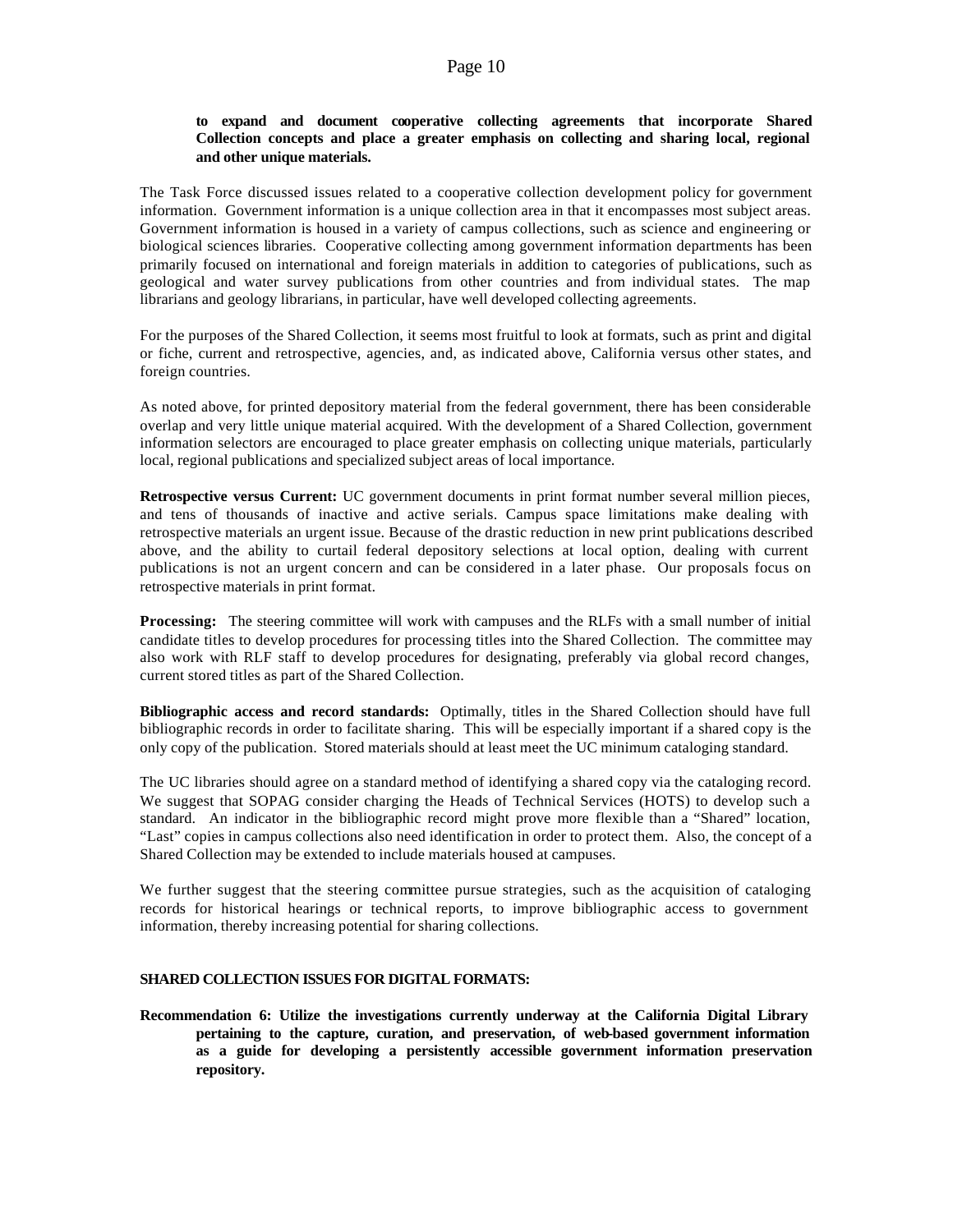**to expand and document cooperative collecting agreements that incorporate Shared Collection concepts and place a greater emphasis on collecting and sharing local, regional and other unique materials.**

The Task Force discussed issues related to a cooperative collection development policy for government information. Government information is a unique collection area in that it encompasses most subject areas. Government information is housed in a variety of campus collections, such as science and engineering or biological sciences libraries. Cooperative collecting among government information departments has been primarily focused on international and foreign materials in addition to categories of publications, such as geological and water survey publications from other countries and from individual states. The map librarians and geology librarians, in particular, have well developed collecting agreements.

For the purposes of the Shared Collection, it seems most fruitful to look at formats, such as print and digital or fiche, current and retrospective, agencies, and, as indicated above, California versus other states, and foreign countries.

As noted above, for printed depository material from the federal government, there has been considerable overlap and very little unique material acquired. With the development of a Shared Collection, government information selectors are encouraged to place greater emphasis on collecting unique materials, particularly local, regional publications and specialized subject areas of local importance.

**Retrospective versus Current:** UC government documents in print format number several million pieces, and tens of thousands of inactive and active serials. Campus space limitations make dealing with retrospective materials an urgent issue. Because of the drastic reduction in new print publications described above, and the ability to curtail federal depository selections at local option, dealing with current publications is not an urgent concern and can be considered in a later phase. Our proposals focus on retrospective materials in print format.

**Processing:** The steering committee will work with campuses and the RLFs with a small number of initial candidate titles to develop procedures for processing titles into the Shared Collection. The committee may also work with RLF staff to develop procedures for designating, preferably via global record changes, current stored titles as part of the Shared Collection.

**Bibliographic access and record standards:** Optimally, titles in the Shared Collection should have full bibliographic records in order to facilitate sharing. This will be especially important if a shared copy is the only copy of the publication. Stored materials should at least meet the UC minimum cataloging standard.

The UC libraries should agree on a standard method of identifying a shared copy via the cataloging record. We suggest that SOPAG consider charging the Heads of Technical Services (HOTS) to develop such a standard. An indicator in the bibliographic record might prove more flexible than a "Shared" location, "Last" copies in campus collections also need identification in order to protect them. Also, the concept of a Shared Collection may be extended to include materials housed at campuses.

We further suggest that the steering committee pursue strategies, such as the acquisition of cataloging records for historical hearings or technical reports, to improve bibliographic access to government information, thereby increasing potential for sharing collections.

**SHARED COLLECTION ISSUES FOR DIGITAL FORMATS:**

**Recommendation 6: Utilize the investigations currently underway at the California Digital Library pertaining to the capture, curation, and preservation, of web-based government information as a guide for developing a persistently accessible government information preservation repository.**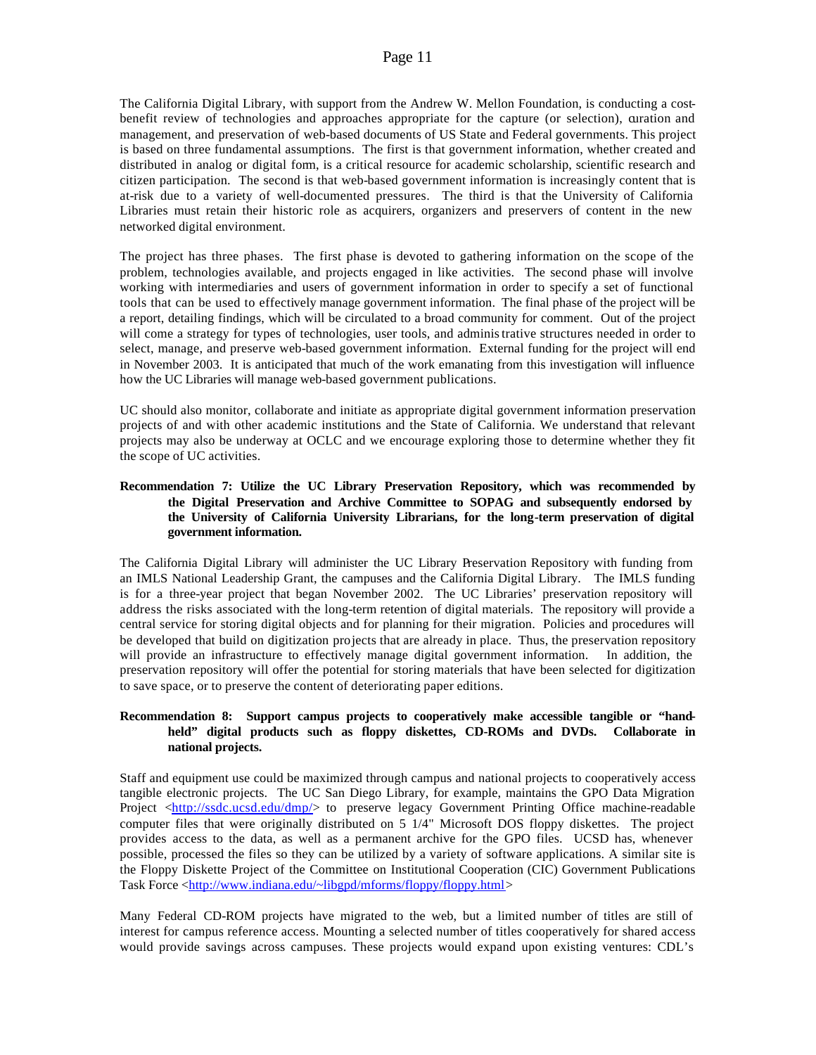The California Digital Library, with support from the Andrew W. Mellon Foundation, is conducting a cost-benefit review of technologies and approaches appropriate for the capture (or selection), curation and management, and preservation of web-based documents of US State and Federal governments. This project is based on three fundamental assumptions. The first is that government information, whether created and distributed in analog or digital form, is a critical resource for academic scholarship, scientific research and citizen participation. The second is that web-based government information is increasingly content that is at-risk due to a variety of well-documented pressures. The third is that the University of California Libraries must retain their historic role as acquirers, organizers and preservers of content in the new networked digital environment.

The project has three phases. The first phase is devoted to gathering information on the scope of the problem, technologies available, and projects engaged in like activities. The second phase will involve working with intermediaries and users of government information in order to specify a set of functional tools that can be used to effectively manage government information. The final phase of the project will be a report, detailing findings, which will be circulated to a broad community for comment. Out of the project will come a strategy for types of technologies, user tools, and administrative structures needed in order to select, manage, and preserve web-based government information. External funding for the project will end in November 2003. It is anticipated that much of the work emanating from this investigation will influence how the UC Libraries will manage web-based government publications.

UC should also monitor, collaborate and initiate as appropriate digital government information preservation projects of and with other academic institutions and the State of California. We understand that relevant projects may also be underway at OCLC and we encourage exploring those to determine whether they fit the scope of UC activities.

**Recommendation 7: Utilize the UC Library Preservation Repository, which was recommended by the Digital Preservation and Archive Committee to SOPAG and subsequently endorsed by the University of California University Librarians, for the long-term preservation of digital government information.**

The California Digital Library will administer the UC Library Preservation Repository with funding from an IMLS National Leadership Grant, the campuses and the California Digital Library. The IMLS funding is for a three-year project that began November 2002. The UC Libraries' preservation repository will address the risks associated with the long-term retention of digital materials. The repository will provide a central service for storing digital objects and for planning for their migration. Policies and procedures will be developed that build on digitization projects that are already in place. Thus, the preservation repository will provide an infrastructure to effectively manage digital government information. In addition, the preservation repository will offer the potential for storing materials that have been selected for digitization to save space, or to preserve the content of deteriorating paper editions.

**Recommendation 8: Support campus projects to cooperatively make accessible tangible or "hand-held" digital products such as floppy diskettes, CD-ROMs and DVDs. Collaborate in national projects.**

Staff and equipment use could be maximized through campus and national projects to cooperatively access tangible electronic projects. The UC San Diego Library, for example, maintains the GPO Data Migration Project <http://ssdc.ucsd.edu/dmp/> to preserve legacy Government Printing Office machine-readable computer files that were originally distributed on 5 1/4" Microsoft DOS floppy diskettes. The project provides access to the data, as well as a permanent archive for the GPO files. UCSD has, whenever possible, processed the files so they can be utilized by a variety of software applications. A similar site is the Floppy Diskette Project of the Committee on Institutional Cooperation (CIC) Government Publications Task Force <http://www.indiana.edu/~libgpd/mforms/floppy/floppy.html>

Many Federal CD-ROM projects have migrated to the web, but a limited number of titles are still of interest for campus reference access. Mounting a selected number of titles cooperatively for shared access would provide savings across campuses. These projects would expand upon existing ventures: CDL's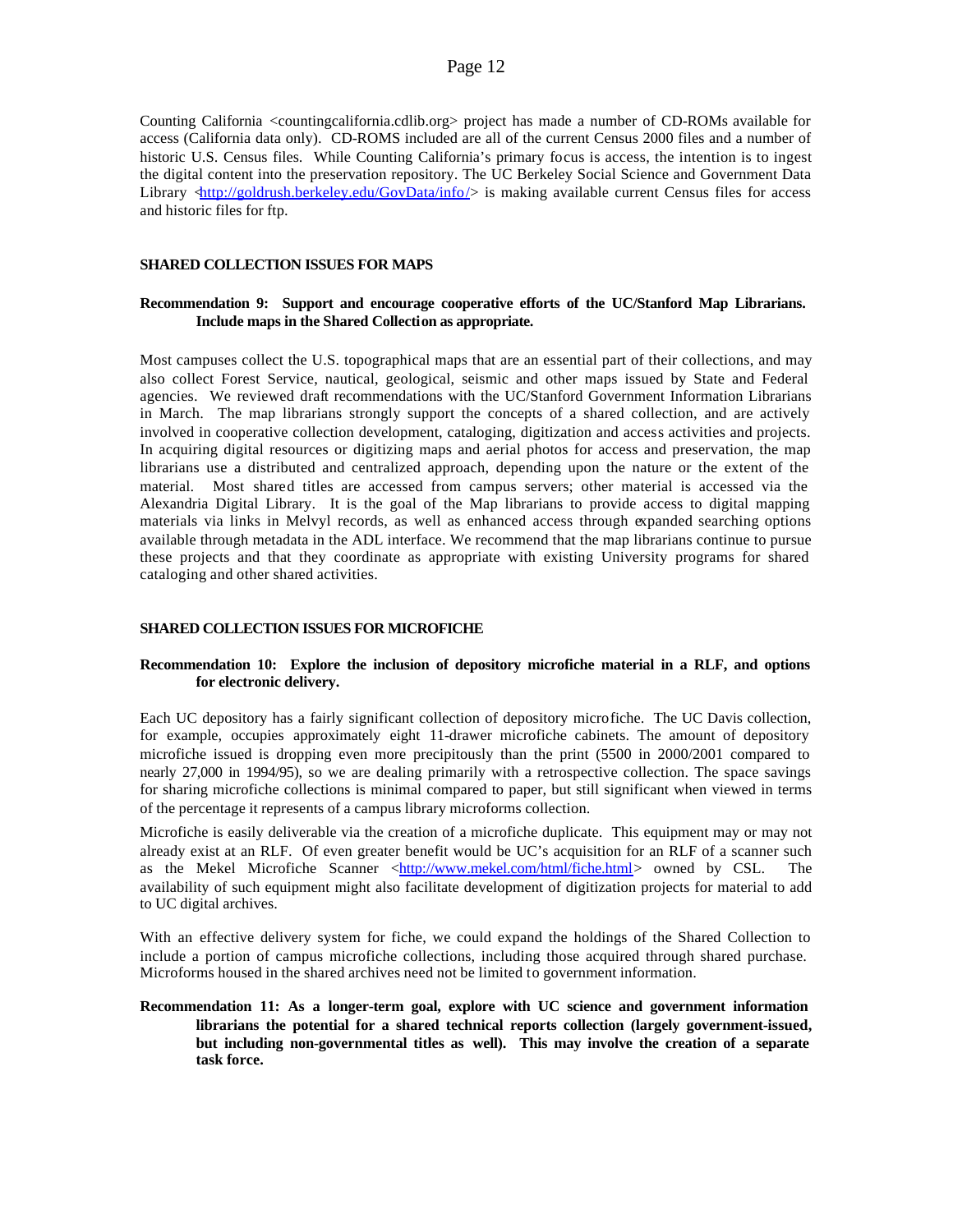Counting California <countingcalifornia.cdlib.org> project has made a number of CD-ROMs available for access (California data only). CD-ROMS included are all of the current Census 2000 files and a number of historic U.S. Census files. While Counting California's primary focus is access, the intention is to ingest the digital content into the preservation repository. The UC Berkeley Social Science and Government Data Library <http://goldrush.berkeley.edu/GovData/info/> is making available current Census files for access and historic files for ftp.

#### SHARED COLLECTION ISSUES FOR MAPS

**Recommendation 9: Support and encourage cooperative efforts of the UC/Stanford Map Librarians. Include maps in the Shared Collection as appropriate.**

Most campuses collect the U.S. topographical maps that are an essential part of their collections, and may also collect Forest Service, nautical, geological, seismic and other maps issued by State and Federal agencies. We reviewed draft recommendations with the UC/Stanford Government Information Librarians in March. The map librarians strongly support the concepts of a shared collection, and are actively involved in cooperative collection development, cataloging, digitization and access activities and projects. In acquiring digital resources or digitizing maps and aerial photos for access and preservation, the map librarians use a distributed and centralized approach, depending upon the nature or the extent of the material. Most shared titles are accessed from campus servers; other material is accessed via the Alexandria Digital Library. It is the goal of the Map librarians to provide access to digital mapping materials via links in Melvyl records, as well as enhanced access through expanded searching options available through metadata in the ADL interface. We recommend that the map librarians continue to pursue these projects and that they coordinate as appropriate with existing University programs for shared cataloging and other shared activities.

#### SHARED COLLECTION ISSUES FOR MICROFICHE

**Recommendation 10: Explore the inclusion of depository microfiche material in a RLF, and options for electronic delivery.**

Each UC depository has a fairly significant collection of depository microfiche. The UC Davis collection, for example, occupies approximately eight 11-drawer microfiche cabinets. The amount of depository microfiche issued is dropping even more precipitously than the print (5500 in 2000/2001 compared to nearly 27,000 in 1994/95), so we are dealing primarily with a retrospective collection. The space savings for sharing microfiche collections is minimal compared to paper, but still significant when viewed in terms of the percentage it represents of a campus library microforms collection.

Microfiche is easily deliverable via the creation of a microfiche duplicate. This equipment may or may not already exist at an RLF. Of even greater benefit would be UC's acquisition for an RLF of a scanner such as the Mekel Microfiche Scanner <http://www.mekel.com/html/fiche.html> owned by CSL. The availability of such equipment might also facilitate development of digitization projects for material to add to UC digital archives.

With an effective delivery system for fiche, we could expand the holdings of the Shared Collection to include a portion of campus microfiche collections, including those acquired through shared purchase. Microforms housed in the shared archives need not be limited to government information.

**Recommendation 11: As a longer-term goal, explore with UC science and government information librarians the potential for a shared technical reports collection (largely government-issued, but including non-governmental titles as well). This may involve the creation of a separate task force.**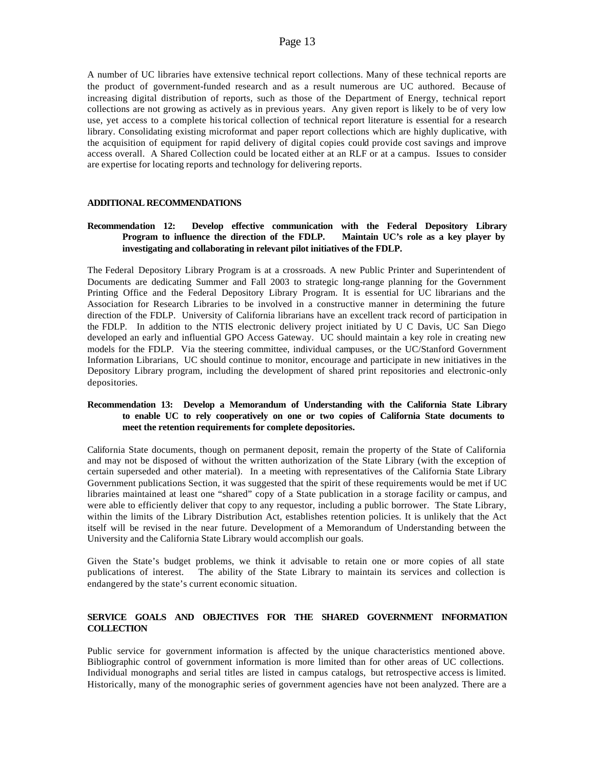A number of UC libraries have extensive technical report collections. Many of these technical reports are the product of government-funded research and as a result numerous are UC authored. Because of increasing digital distribution of reports, such as those of the Department of Energy, technical report collections are not growing as actively as in previous years. Any given report is likely to be of very low use, yet access to a complete historical collection of technical report literature is essential for a research library. Consolidating existing microformat and paper report collections which are highly duplicative, with the acquisition of equipment for rapid delivery of digital copies could provide cost savings and improve access overall. A Shared Collection could be located either at an RLF or at a campus. Issues to consider are expertise for locating reports and technology for delivering reports.

## ADDITIONAL RECOMMENDATIONS

**Recommendation 12: Develop effective communication with the Federal Depository Library Program to influence the direction of the FDLP. Maintain UC's role as a key player by investigating and collaborating in relevant pilot initiatives of the FDLP.**

The Federal Depository Library Program is at a crossroads. A new Public Printer and Superintendent of Documents are dedicating Summer and Fall 2003 to strategic long-range planning for the Government Printing Office and the Federal Depository Library Program. It is essential for UC librarians and the Association for Research Libraries to be involved in a constructive manner in determining the future direction of the FDLP. University of California librarians have an excellent track record of participation in the FDLP. In addition to the NTIS electronic delivery project initiated by U C Davis, UC San Diego developed an early and influential GPO Access Gateway. UC should maintain a key role in creating new models for the FDLP. Via the steering committee, individual campuses, or the UC/Stanford Government Information Librarians, UC should continue to monitor, encourage and participate in new initiatives in the Depository Library program, including the development of shared print repositories and electronic-only depositories.

**Recommendation 13: Develop a Memorandum of Understanding with the California State Library to enable UC to rely cooperatively on one or two copies of California State documents to meet the retention requirements for complete depositories.**

California State documents, though on permanent deposit, remain the property of the State of California and may not be disposed of without the written authorization of the State Library (with the exception of certain superseded and other material). In a meeting with representatives of the California State Library Government publications Section, it was suggested that the spirit of these requirements would be met if UC libraries maintained at least one "shared" copy of a State publication in a storage facility or campus, and were able to efficiently deliver that copy to any requestor, including a public borrower. The State Library, within the limits of the Library Distribution Act, establishes retention policies. It is unlikely that the Act itself will be revised in the near future. Development of a Memorandum of Understanding between the University and the California State Library would accomplish our goals.

Given the State's budget problems, we think it advisable to retain one or more copies of all state publications of interest. The ability of the State Library to maintain its services and collection is endangered by the state's current economic situation.

## SERVICE GOALS AND OBJECTIVES FOR THE SHARED GOVERNMENT INFORMATION COLLECTION

Public service for government information is affected by the unique characteristics mentioned above. Bibliographic control of government information is more limited than for other areas of UC collections. Individual monographs and serial titles are listed in campus catalogs, but retrospective access is limited. Historically, many of the monographic series of government agencies have not been analyzed. There are a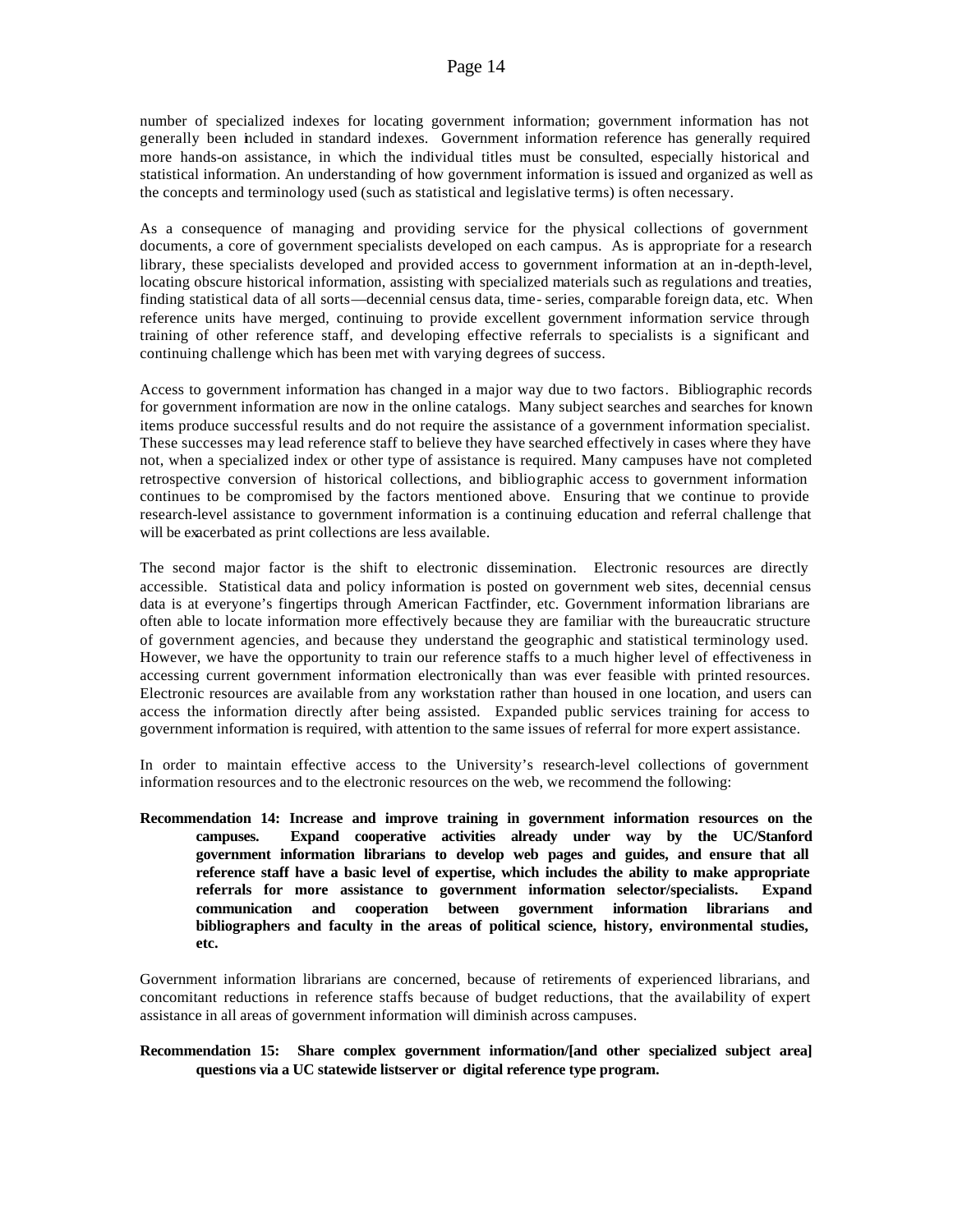number of specialized indexes for locating government information; government information has not generally been included in standard indexes. Government information reference has generally required more hands-on assistance, in which the individual titles must be consulted, especially historical and statistical information. An understanding of how government information is issued and organized as well as the concepts and terminology used (such as statistical and legislative terms) is often necessary.

As a consequence of managing and providing service for the physical collections of government documents, a core of government specialists developed on each campus. As is appropriate for a research library, these specialists developed and provided access to government information at an in-depth-level, locating obscure historical information, assisting with specialized materials such as regulations and treaties, finding statistical data of all sorts—decennial census data, time-series, comparable foreign data, etc. When reference units have merged, continuing to provide excellent government information service through training of other reference staff, and developing effective referrals to specialists is a significant and continuing challenge which has been met with varying degrees of success.

Access to government information has changed in a major way due to two factors. Bibliographic records for government information are now in the online catalogs. Many subject searches and searches for known items produce successful results and do not require the assistance of a government information specialist. These successes may lead reference staff to believe they have searched effectively in cases where they have not, when a specialized index or other type of assistance is required. Many campuses have not completed retrospective conversion of historical collections, and bibliographic access to government information continues to be compromised by the factors mentioned above. Ensuring that we continue to provide research-level assistance to government information is a continuing education and referral challenge that will be exacerbated as print collections are less available.

The second major factor is the shift to electronic dissemination. Electronic resources are directly accessible. Statistical data and policy information is posted on government web sites, decennial census data is at everyone's fingertips through American Factfinder, etc. Government information librarians are often able to locate information more effectively because they are familiar with the bureaucratic structure of government agencies, and because they understand the geographic and statistical terminology used. However, we have the opportunity to train our reference staffs to a much higher level of effectiveness in accessing current government information electronically than was ever feasible with printed resources. Electronic resources are available from any workstation rather than housed in one location, and users can access the information directly after being assisted. Expanded public services training for access to government information is required, with attention to the same issues of referral for more expert assistance.

In order to maintain effective access to the University's research-level collections of government information resources and to the electronic resources on the web, we recommend the following:

**Recommendation 14: Increase and improve training in government information resources on the campuses. Expand cooperative activities already under way by the UC/Stanford government information librarians to develop web pages and guides, and ensure that all reference staff have a basic level of expertise, which includes the ability to make appropriate referrals for more assistance to government information selector/specialists. Expand communication and cooperation between government information librarians and bibliographers and faculty in the areas of political science, history, environmental studies, etc.**

Government information librarians are concerned, because of retirements of experienced librarians, and concomitant reductions in reference staffs because of budget reductions, that the availability of expert assistance in all areas of government information will diminish across campuses.

**Recommendation 15: Share complex government information/[and other specialized subject area] questions via a UC statewide listserver or digital reference type program.**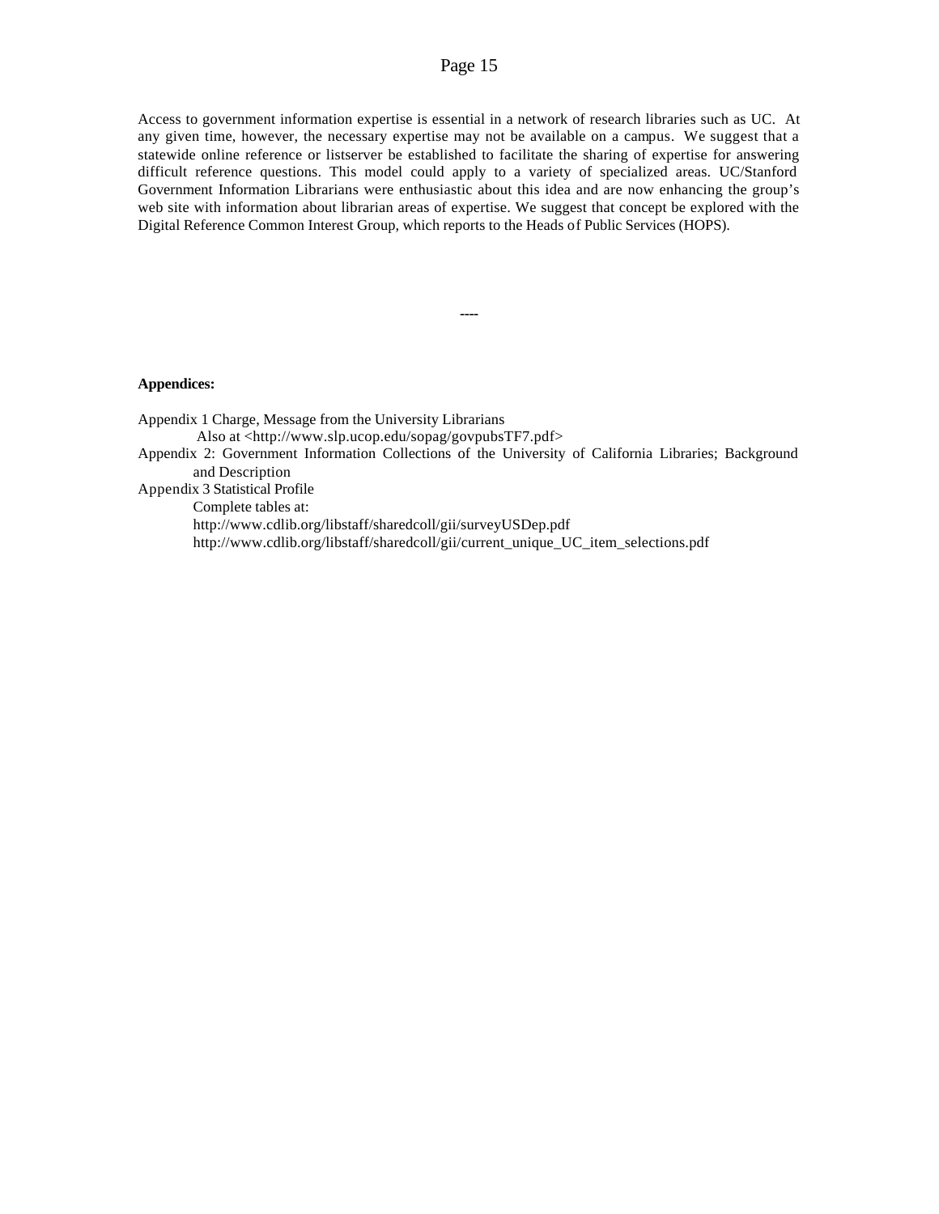Access to government information expertise is essential in a network of research libraries such as UC. At any given time, however, the necessary expertise may not be available on a campus. We suggest that a statewide online reference or listserver be established to facilitate the sharing of expertise for answering difficult reference questions. This model could apply to a variety of specialized areas. UC/Stanford Government Information Librarians were enthusiastic about this idea and are now enhancing the group's web site with information about librarian areas of expertise. We suggest that concept be explored with the Digital Reference Common Interest Group, which reports to the Heads of Public Services (HOPS).

----

**Appendices:**

Appendix 1 Charge, Message from the University Librarians
  Also at <http://www.slp.ucop.edu/sopag/govpubsTF7.pdf>

Appendix 2: Government Information Collections of the University of California Libraries; Background and Description

Appendix 3 Statistical Profile
  Complete tables at:
  http://www.cdlib.org/libstaff/sharedcoll/gii/surveyUSDep.pdf
  http://www.cdlib.org/libstaff/sharedcoll/gii/current_unique_UC_item_selections.pdf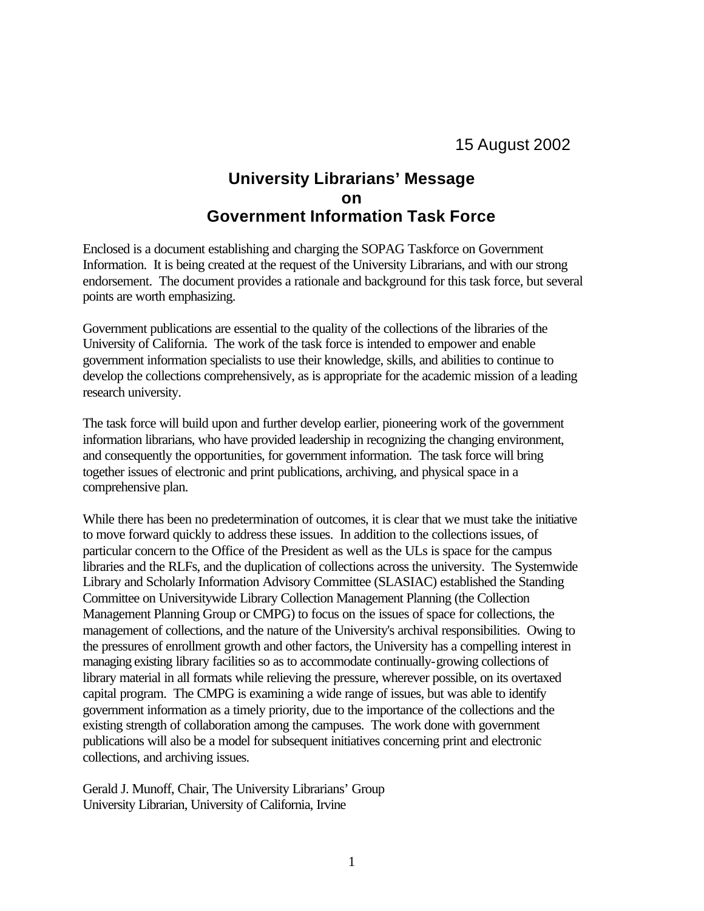15 August 2002

# University Librarians' Message on Government Information Task Force

Enclosed is a document establishing and charging the SOPAG Taskforce on Government Information. It is being created at the request of the University Librarians, and with our strong endorsement. The document provides a rationale and background for this task force, but several points are worth emphasizing.

Government publications are essential to the quality of the collections of the libraries of the University of California. The work of the task force is intended to empower and enable government information specialists to use their knowledge, skills, and abilities to continue to develop the collections comprehensively, as is appropriate for the academic mission of a leading research university.

The task force will build upon and further develop earlier, pioneering work of the government information librarians, who have provided leadership in recognizing the changing environment, and consequently the opportunities, for government information. The task force will bring together issues of electronic and print publications, archiving, and physical space in a comprehensive plan.

While there has been no predetermination of outcomes, it is clear that we must take the initiative to move forward quickly to address these issues. In addition to the collections issues, of particular concern to the Office of the President as well as the ULs is space for the campus libraries and the RLFs, and the duplication of collections across the university. The Systemwide Library and Scholarly Information Advisory Committee (SLASIAC) established the Standing Committee on Universitywide Library Collection Management Planning (the Collection Management Planning Group or CMPG) to focus on the issues of space for collections, the management of collections, and the nature of the University's archival responsibilities. Owing to the pressures of enrollment growth and other factors, the University has a compelling interest in managing existing library facilities so as to accommodate continually-growing collections of library material in all formats while relieving the pressure, wherever possible, on its overtaxed capital program. The CMPG is examining a wide range of issues, but was able to identify government information as a timely priority, due to the importance of the collections and the existing strength of collaboration among the campuses. The work done with government publications will also be a model for subsequent initiatives concerning print and electronic collections, and archiving issues.

Gerald J. Munoff, Chair, The University Librarians' Group
University Librarian, University of California, Irvine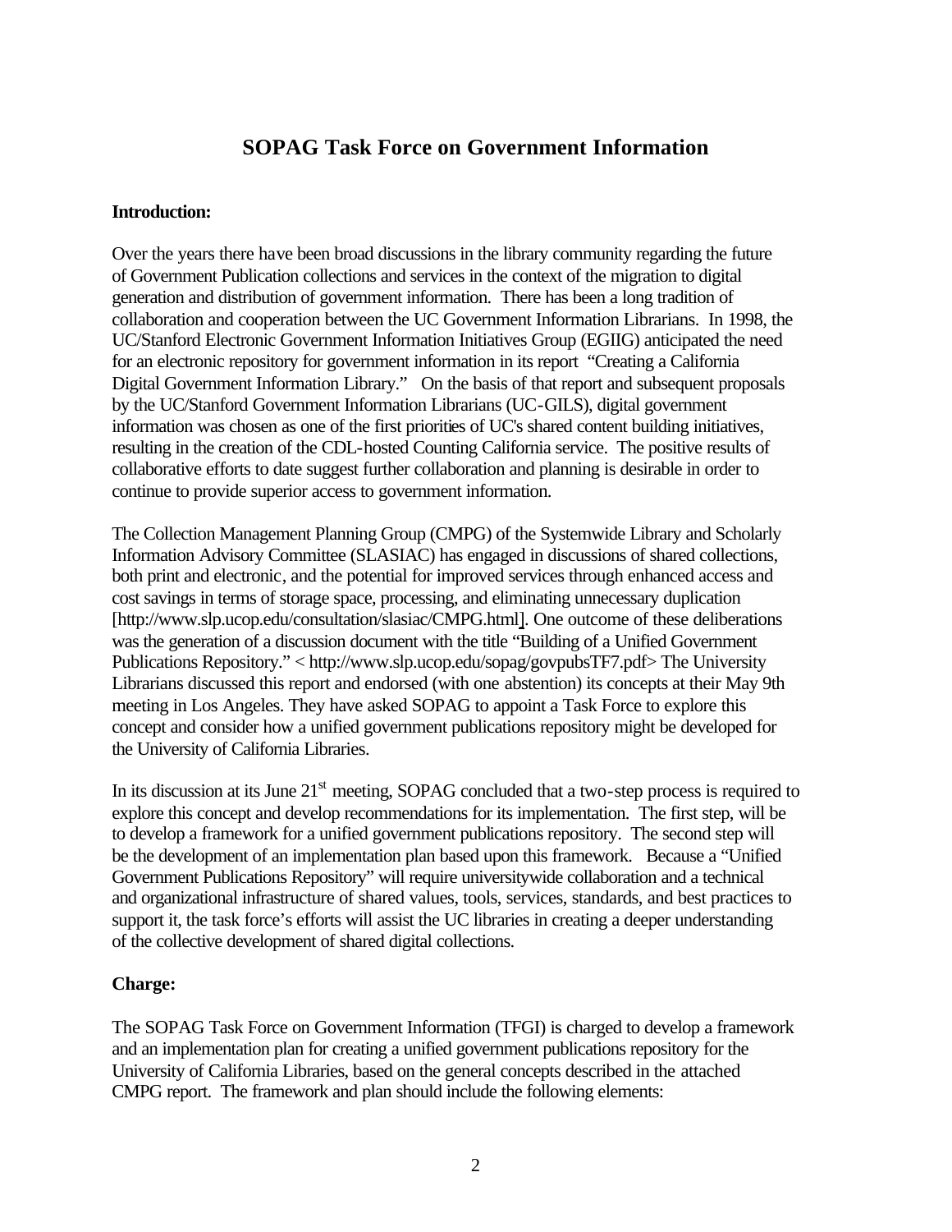# SOPAG Task Force on Government Information

**Introduction:**

Over the years there have been broad discussions in the library community regarding the future of Government Publication collections and services in the context of the migration to digital generation and distribution of government information. There has been a long tradition of collaboration and cooperation between the UC Government Information Librarians. In 1998, the UC/Stanford Electronic Government Information Initiatives Group (EGIIG) anticipated the need for an electronic repository for government information in its report "Creating a California Digital Government Information Library." On the basis of that report and subsequent proposals by the UC/Stanford Government Information Librarians (UC-GILS), digital government information was chosen as one of the first priorities of UC's shared content building initiatives, resulting in the creation of the CDL-hosted Counting California service. The positive results of collaborative efforts to date suggest further collaboration and planning is desirable in order to continue to provide superior access to government information.

The Collection Management Planning Group (CMPG) of the Systemwide Library and Scholarly Information Advisory Committee (SLASIAC) has engaged in discussions of shared collections, both print and electronic, and the potential for improved services through enhanced access and cost savings in terms of storage space, processing, and eliminating unnecessary duplication [http://www.slp.ucop.edu/consultation/slasiac/CMPG.html]. One outcome of these deliberations was the generation of a discussion document with the title "Building of a Unified Government Publications Repository." < http://www.slp.ucop.edu/sopag/govpubsTF7.pdf> The University Librarians discussed this report and endorsed (with one abstention) its concepts at their May 9th meeting in Los Angeles. They have asked SOPAG to appoint a Task Force to explore this concept and consider how a unified government publications repository might be developed for the University of California Libraries.

In its discussion at its June 21st meeting, SOPAG concluded that a two-step process is required to explore this concept and develop recommendations for its implementation. The first step, will be to develop a framework for a unified government publications repository. The second step will be the development of an implementation plan based upon this framework. Because a "Unified Government Publications Repository" will require universitywide collaboration and a technical and organizational infrastructure of shared values, tools, services, standards, and best practices to support it, the task force's efforts will assist the UC libraries in creating a deeper understanding of the collective development of shared digital collections.

**Charge:**

The SOPAG Task Force on Government Information (TFGI) is charged to develop a framework and an implementation plan for creating a unified government publications repository for the University of California Libraries, based on the general concepts described in the attached CMPG report. The framework and plan should include the following elements: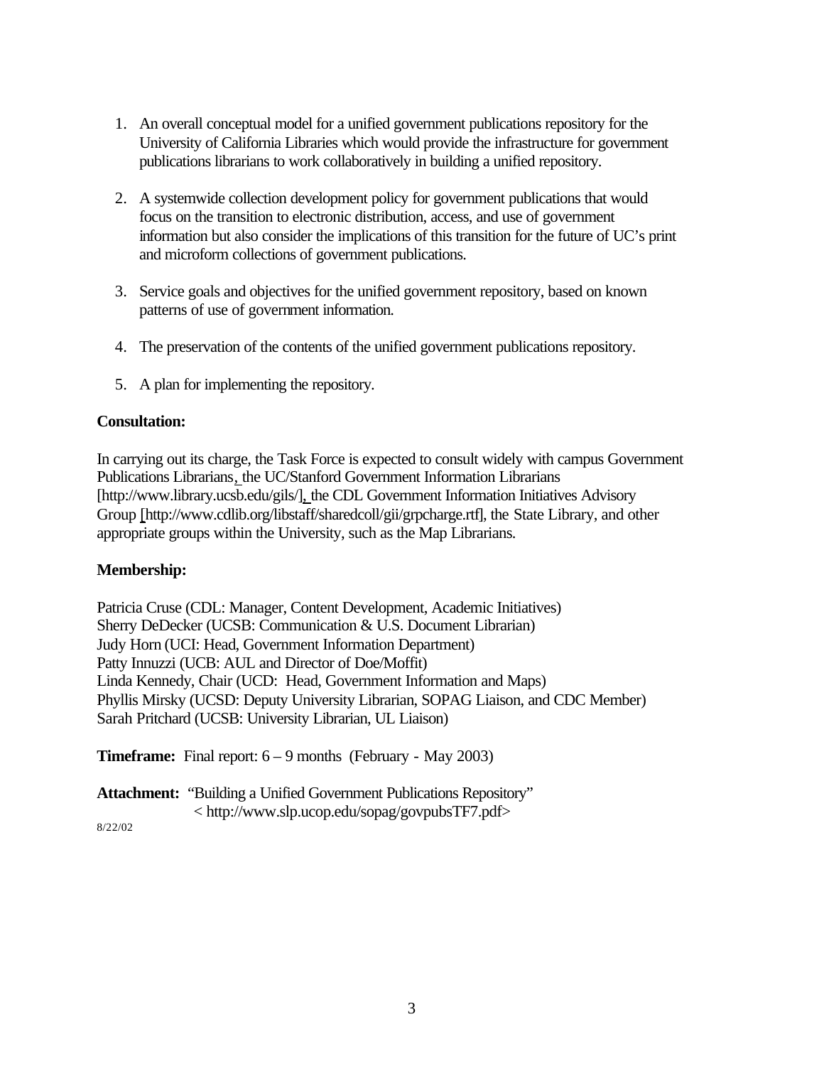1. An overall conceptual model for a unified government publications repository for the University of California Libraries which would provide the infrastructure for government publications librarians to work collaboratively in building a unified repository.

2. A systemwide collection development policy for government publications that would focus on the transition to electronic distribution, access, and use of government information but also consider the implications of this transition for the future of UC's print and microform collections of government publications.

3. Service goals and objectives for the unified government repository, based on known patterns of use of government information.

4. The preservation of the contents of the unified government publications repository.

5. A plan for implementing the repository.

**Consultation:**

In carrying out its charge, the Task Force is expected to consult widely with campus Government Publications Librarians, the UC/Stanford Government Information Librarians [http://www.library.ucsb.edu/gils/], the CDL Government Information Initiatives Advisory Group [http://www.cdlib.org/libstaff/sharedcoll/gii/grpcharge.rtf], the State Library, and other appropriate groups within the University, such as the Map Librarians.

**Membership:**

Patricia Cruse (CDL: Manager, Content Development, Academic Initiatives)
Sherry DeDecker (UCSB: Communication & U.S. Document Librarian)
Judy Horn (UCI: Head, Government Information Department)
Patty Innuzzi (UCB: AUL and Director of Doe/Moffit)
Linda Kennedy, Chair (UCD: Head, Government Information and Maps)
Phyllis Mirsky (UCSD: Deputy University Librarian, SOPAG Liaison, and CDC Member)
Sarah Pritchard (UCSB: University Librarian, UL Liaison)

**Timeframe:** Final report: 6 – 9 months (February - May 2003)

**Attachment:** "Building a Unified Government Publications Repository"
< http://www.slp.ucop.edu/sopag/govpubsTF7.pdf>

8/22/02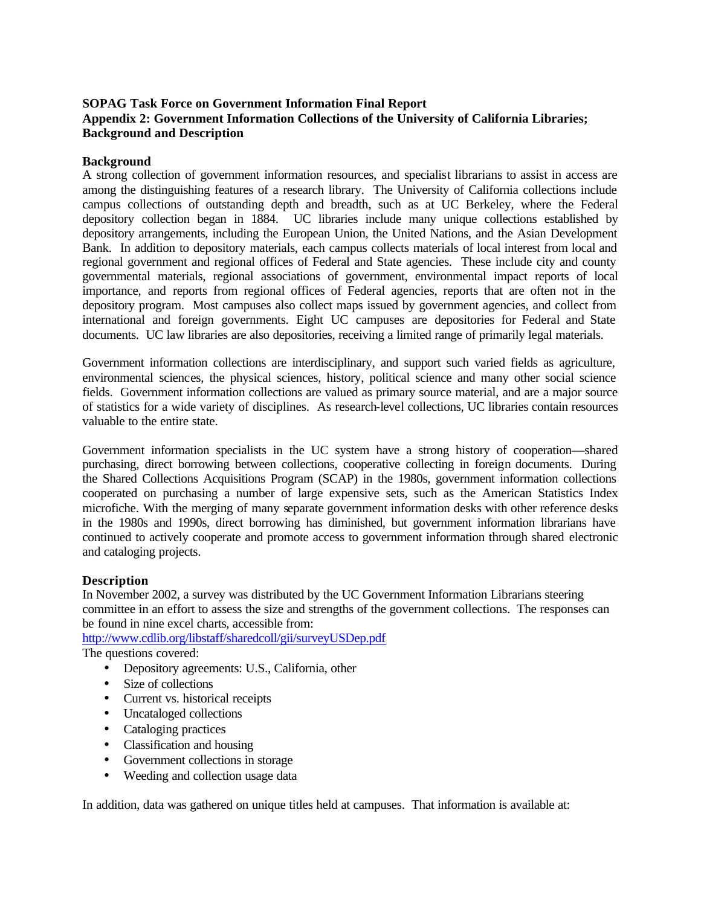**SOPAG Task Force on Government Information Final Report**
**Appendix 2: Government Information Collections of the University of California Libraries; Background and Description**

## Background

A strong collection of government information resources, and specialist librarians to assist in access are among the distinguishing features of a research library. The University of California collections include campus collections of outstanding depth and breadth, such as at UC Berkeley, where the Federal depository collection began in 1884. UC libraries include many unique collections established by depository arrangements, including the European Union, the United Nations, and the Asian Development Bank. In addition to depository materials, each campus collects materials of local interest from local and regional government and regional offices of Federal and State agencies. These include city and county governmental materials, regional associations of government, environmental impact reports of local importance, and reports from regional offices of Federal agencies, reports that are often not in the depository program. Most campuses also collect maps issued by government agencies, and collect from international and foreign governments. Eight UC campuses are depositories for Federal and State documents. UC law libraries are also depositories, receiving a limited range of primarily legal materials.

Government information collections are interdisciplinary, and support such varied fields as agriculture, environmental sciences, the physical sciences, history, political science and many other social science fields. Government information collections are valued as primary source material, and are a major source of statistics for a wide variety of disciplines. As research-level collections, UC libraries contain resources valuable to the entire state.

Government information specialists in the UC system have a strong history of cooperation—shared purchasing, direct borrowing between collections, cooperative collecting in foreign documents. During the Shared Collections Acquisitions Program (SCAP) in the 1980s, government information collections cooperated on purchasing a number of large expensive sets, such as the American Statistics Index microfiche. With the merging of many separate government information desks with other reference desks in the 1980s and 1990s, direct borrowing has diminished, but government information librarians have continued to actively cooperate and promote access to government information through shared electronic and cataloging projects.

## Description

In November 2002, a survey was distributed by the UC Government Information Librarians steering committee in an effort to assess the size and strengths of the government collections. The responses can be found in nine excel charts, accessible from:
http://www.cdlib.org/libstaff/sharedcoll/gii/surveyUSDep.pdf
The questions covered:

- Depository agreements: U.S., California, other
- Size of collections
- Current vs. historical receipts
- Uncataloged collections
- Cataloging practices
- Classification and housing
- Government collections in storage
- Weeding and collection usage data

In addition, data was gathered on unique titles held at campuses. That information is available at: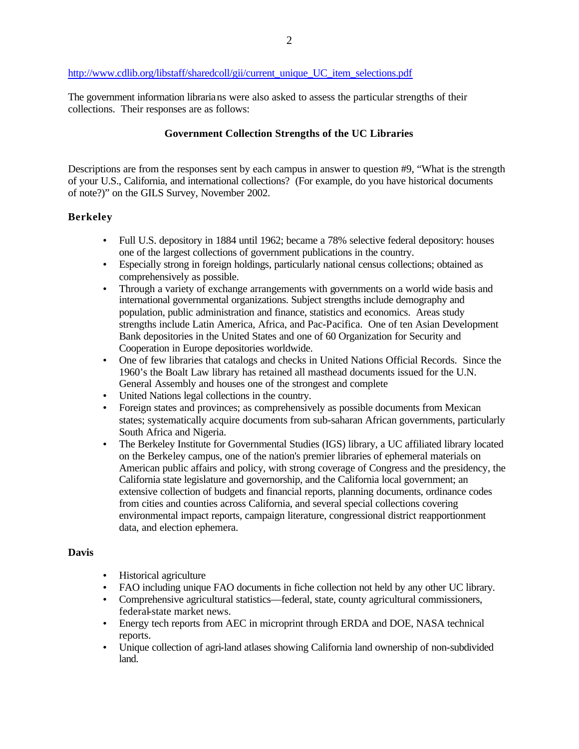http://www.cdlib.org/libstaff/sharedcoll/gii/current_unique_UC_item_selections.pdf

The government information librarians were also asked to assess the particular strengths of their collections. Their responses are as follows:

### Government Collection Strengths of the UC Libraries

Descriptions are from the responses sent by each campus in answer to question #9, "What is the strength of your U.S., California, and international collections? (For example, do you have historical documents of note?)" on the GILS Survey, November 2002.

#### Berkeley

- Full U.S. depository in 1884 until 1962; became a 78% selective federal depository: houses one of the largest collections of government publications in the country.
- Especially strong in foreign holdings, particularly national census collections; obtained as comprehensively as possible.
- Through a variety of exchange arrangements with governments on a world wide basis and international governmental organizations. Subject strengths include demography and population, public administration and finance, statistics and economics. Areas study strengths include Latin America, Africa, and Pac-Pacifica. One of ten Asian Development Bank depositories in the United States and one of 60 Organization for Security and Cooperation in Europe depositories worldwide.
- One of few libraries that catalogs and checks in United Nations Official Records. Since the 1960's the Boalt Law library has retained all masthead documents issued for the U.N. General Assembly and houses one of the strongest and complete
- United Nations legal collections in the country.
- Foreign states and provinces; as comprehensively as possible documents from Mexican states; systematically acquire documents from sub-saharan African governments, particularly South Africa and Nigeria.
- The Berkeley Institute for Governmental Studies (IGS) library, a UC affiliated library located on the Berkeley campus, one of the nation's premier libraries of ephemeral materials on American public affairs and policy, with strong coverage of Congress and the presidency, the California state legislature and governorship, and the California local government; an extensive collection of budgets and financial reports, planning documents, ordinance codes from cities and counties across California, and several special collections covering environmental impact reports, campaign literature, congressional district reapportionment data, and election ephemera.

#### Davis

- Historical agriculture
- FAO including unique FAO documents in fiche collection not held by any other UC library.
- Comprehensive agricultural statistics—federal, state, county agricultural commissioners, federal-state market news.
- Energy tech reports from AEC in microprint through ERDA and DOE, NASA technical reports.
- Unique collection of agri-land atlases showing California land ownership of non-subdivided land.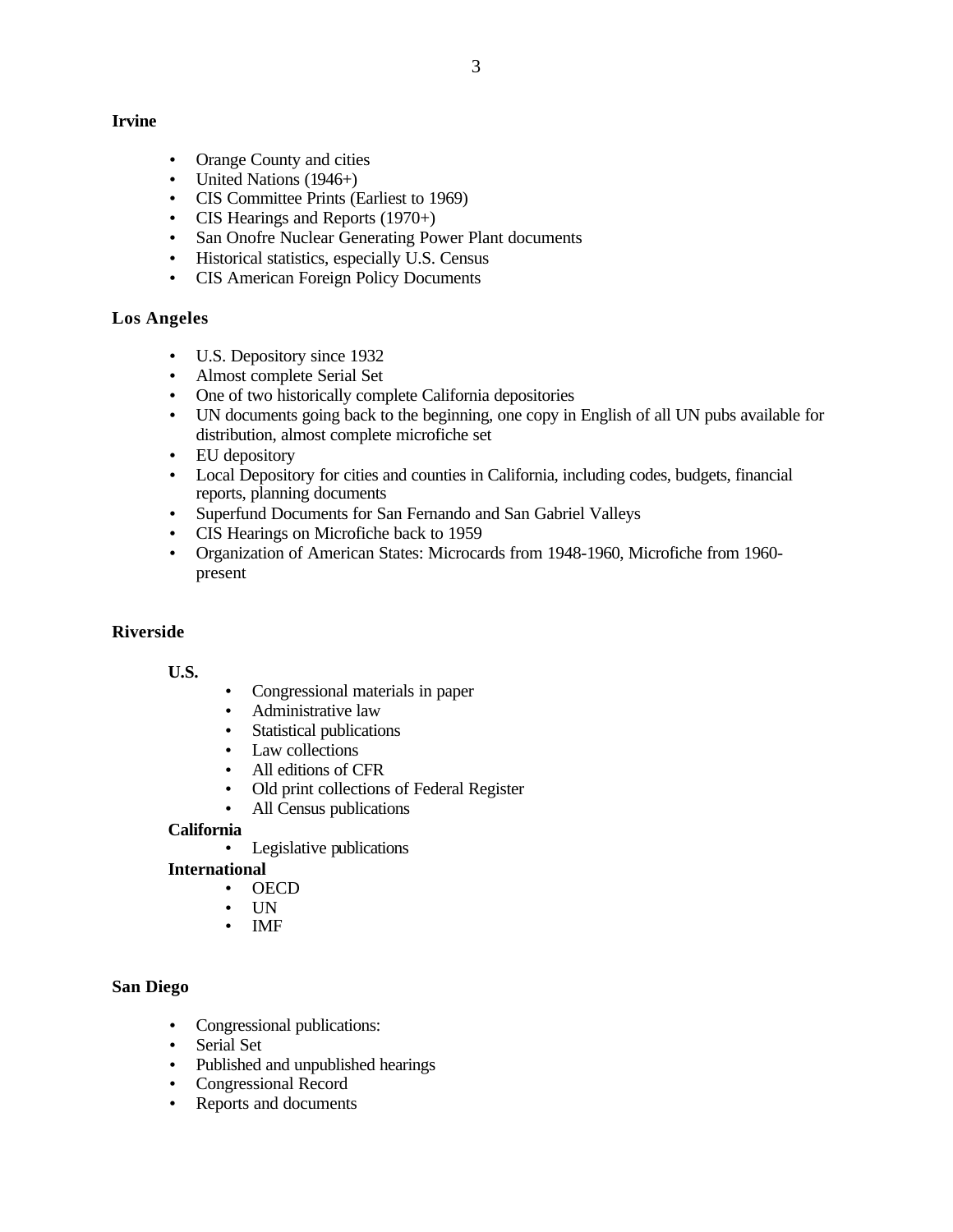**Irvine**

- Orange County and cities
- United Nations (1946+)
- CIS Committee Prints (Earliest to 1969)
- CIS Hearings and Reports (1970+)
- San Onofre Nuclear Generating Power Plant documents
- Historical statistics, especially U.S. Census
- CIS American Foreign Policy Documents

**Los Angeles**

- U.S. Depository since 1932
- Almost complete Serial Set
- One of two historically complete California depositories
- UN documents going back to the beginning, one copy in English of all UN pubs available for distribution, almost complete microfiche set
- EU depository
- Local Depository for cities and counties in California, including codes, budgets, financial reports, planning documents
- Superfund Documents for San Fernando and San Gabriel Valleys
- CIS Hearings on Microfiche back to 1959
- Organization of American States: Microcards from 1948-1960, Microfiche from 1960-present

**Riverside**

**U.S.**

- Congressional materials in paper
- Administrative law
- Statistical publications
- Law collections
- All editions of CFR
- Old print collections of Federal Register
- All Census publications

**California**

- Legislative publications

**International**

- OECD
- UN
- IMF

**San Diego**

- Congressional publications:
- Serial Set
- Published and unpublished hearings
- Congressional Record
- Reports and documents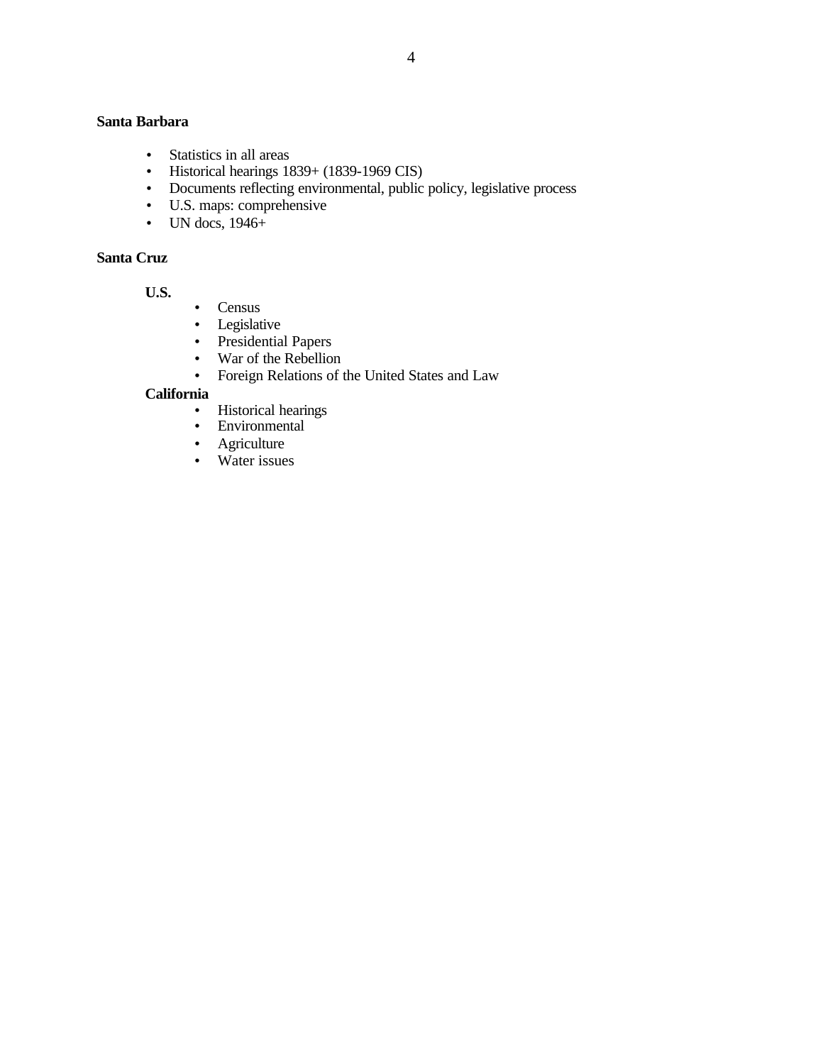**Santa Barbara**

- Statistics in all areas
- Historical hearings 1839+ (1839-1969 CIS)
- Documents reflecting environmental, public policy, legislative process
- U.S. maps: comprehensive
- UN docs, 1946+

**Santa Cruz**

**U.S.**

- Census
- Legislative
- Presidential Papers
- War of the Rebellion
- Foreign Relations of the United States and Law

**California**

- Historical hearings
- Environmental
- Agriculture
- Water issues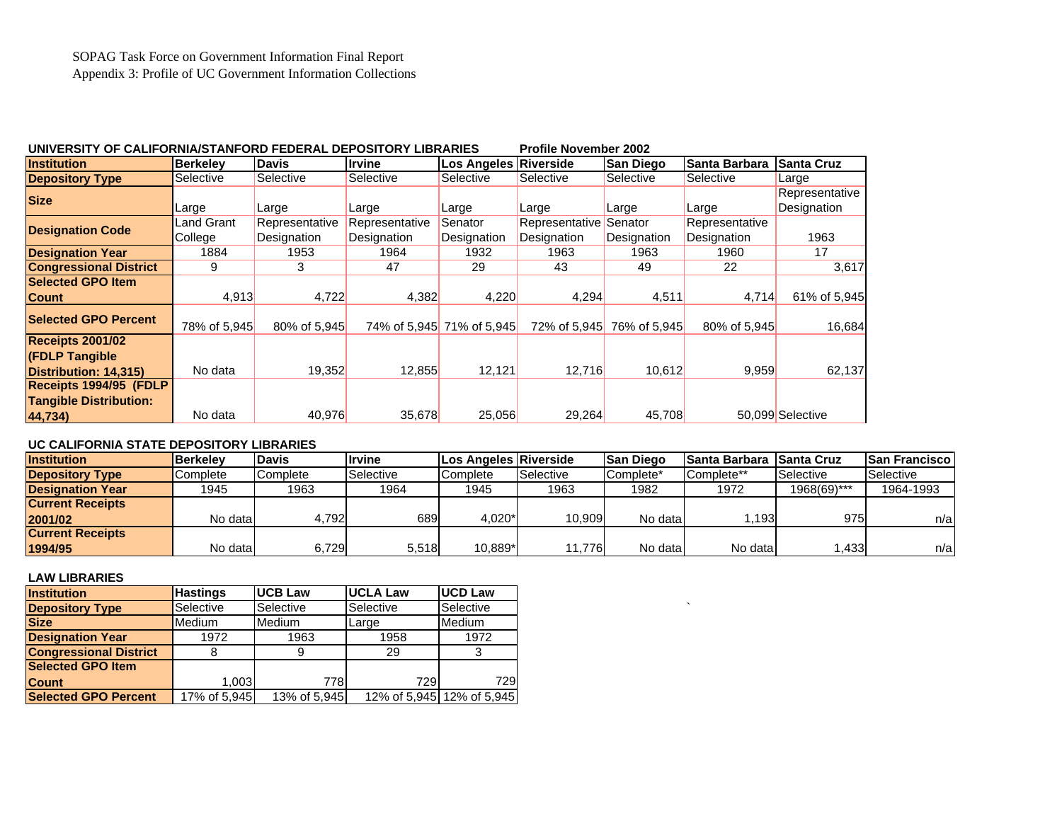SOPAG Task Force on Government Information Final Report

Appendix 3: Profile of UC Government Information Collections

**UNIVERSITY OF CALIFORNIA/STANFORD FEDERAL DEPOSITORY LIBRARIES** **Profile November 2002**

| Institution | Berkeley | Davis | Irvine | Los Angeles | Riverside | San Diego | Santa Barbara | Santa Cruz |
|---|---|---|---|---|---|---|---|---|
| Depository Type | Selective | Selective | Selective | Selective | Selective | Selective | Selective | Large |
| Size | Large | Large | Large | Large | Large | Large | Large | Representative Designation |
| Designation Code | Land Grant College | Representative Designation | Representative Designation | Senator Designation | Representative Designation | Senator Designation | Representative Designation | 1963 |
| Designation Year | 1884 | 1953 | 1964 | 1932 | 1963 | 1963 | 1960 | 17 |
| Congressional District | 9 | 3 | 47 | 29 | 43 | 49 | 22 | 3,617 |
| Selected GPO Item Count | 4,913 | 4,722 | 4,382 | 4,220 | 4,294 | 4,511 | 4,714 | 61% of 5,945 |
| Selected GPO Percent | 78% of 5,945 | 80% of 5,945 | 74% of 5,945 | 71% of 5,945 | 72% of 5,945 | 76% of 5,945 | 80% of 5,945 | 16,684 |
| Receipts 2001/02 (FDLP Tangible Distribution: 14,315) | No data | 19,352 | 12,855 | 12,121 | 12,716 | 10,612 | 9,959 | 62,137 |
| Receipts 1994/95 (FDLP Tangible Distribution: 44,734) | No data | 40,976 | 35,678 | 25,056 | 29,264 | 45,708 | 50,099 | Selective |

**UC CALIFORNIA STATE DEPOSITORY LIBRARIES**

| Institution | Berkeley | Davis | Irvine | Los Angeles | Riverside | San Diego | Santa Barbara | Santa Cruz | San Francisco |
|---|---|---|---|---|---|---|---|---|---|
| Depository Type | Complete | Complete | Selective | Complete | Selective | Complete* | Complete** | Selective | Selective |
| Designation Year | 1945 | 1963 | 1964 | 1945 | 1963 | 1982 | 1972 | 1968(69)*** | 1964-1993 |
| Current Receipts 2001/02 | No data | 4,792 | 689 | 4,020* | 10,909 | No data | 1,193 | 975 | n/a |
| Current Receipts 1994/95 | No data | 6,729 | 5,518 | 10,889* | 11,776 | No data | No data | 1,433 | n/a |

**LAW LIBRARIES**

| Institution | Hastings | UCB Law | UCLA Law | UCD Law |
|---|---|---|---|---|
| Depository Type | Selective | Selective | Selective | Selective |
| Size | Medium | Medium | Large | Medium |
| Designation Year | 1972 | 1963 | 1958 | 1972 |
| Congressional District | 8 | 9 | 29 | 3 |
| Selected GPO Item Count | 1,003 | 778 | 729 | 729 |
| Selected GPO Percent | 17% of 5,945 | 13% of 5,945 | 12% of 5,945 | 12% of 5,945 |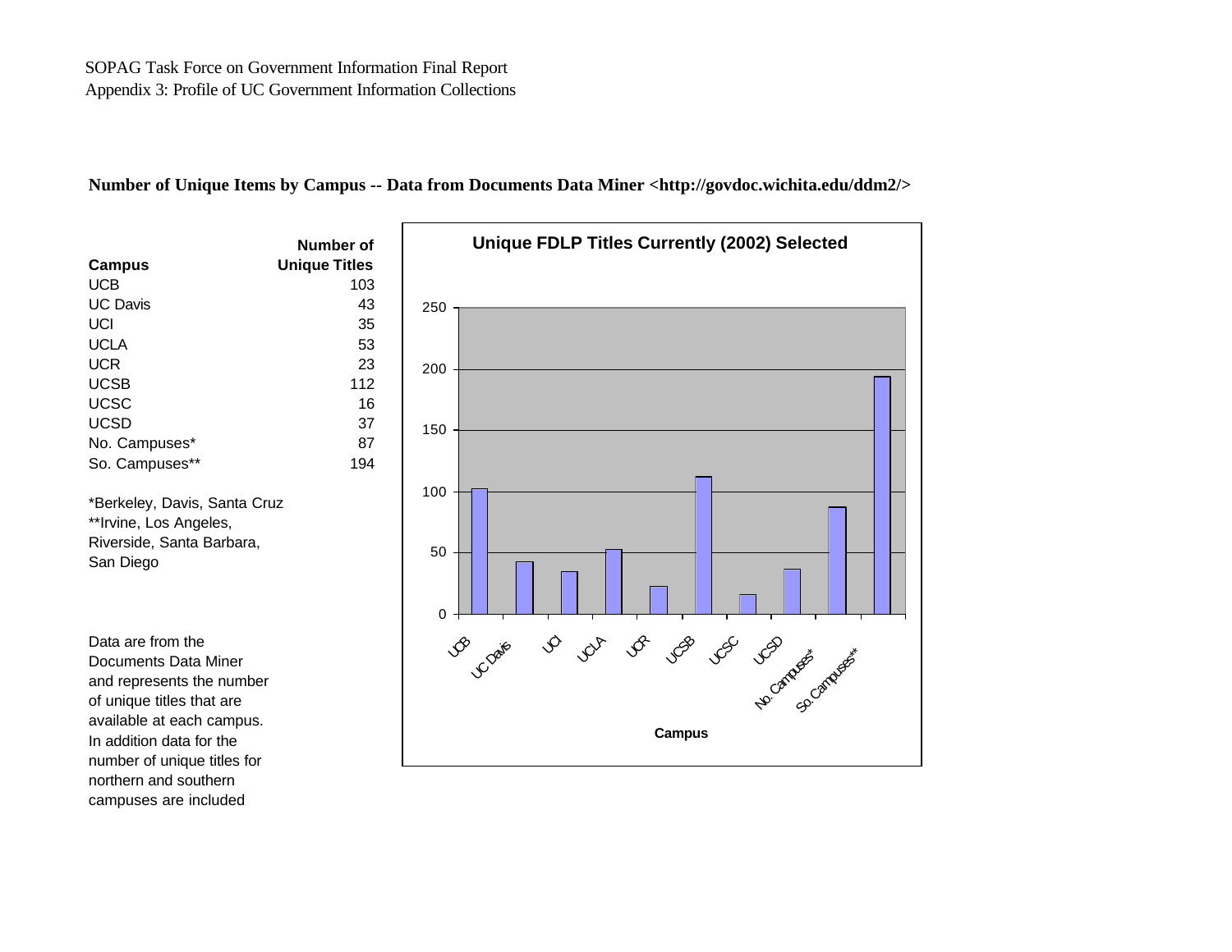SOPAG Task Force on Government Information Final Report
Appendix 3: Profile of UC Government Information Collections

**Number of Unique Items by Campus -- Data from Documents Data Miner <http://govdoc.wichita.edu/ddm2/>**

| Campus | Number of Unique Titles |
|---|---|
| UCB | 103 |
| UC Davis | 43 |
| UCI | 35 |
| UCLA | 53 |
| UCR | 23 |
| UCSB | 112 |
| UCSC | 16 |
| UCSD | 37 |
| No. Campuses* | 87 |
| So. Campuses** | 194 |

*Berkeley, Davis, Santa Cruz
**Irvine, Los Angeles, Riverside, Santa Barbara, San Diego

Data are from the Documents Data Miner and represents the number of unique titles that are available at each campus. In addition data for the number of unique titles for northern and southern campuses are included

**Unique FDLP Titles Currently (2002) Selected**

250
200
150
100
50
0

UCB
UC Davis
UCI
UCLA
UCR
UCSB
UCSC
UCSD
No. Campuses*
So. Campuses**

Campus